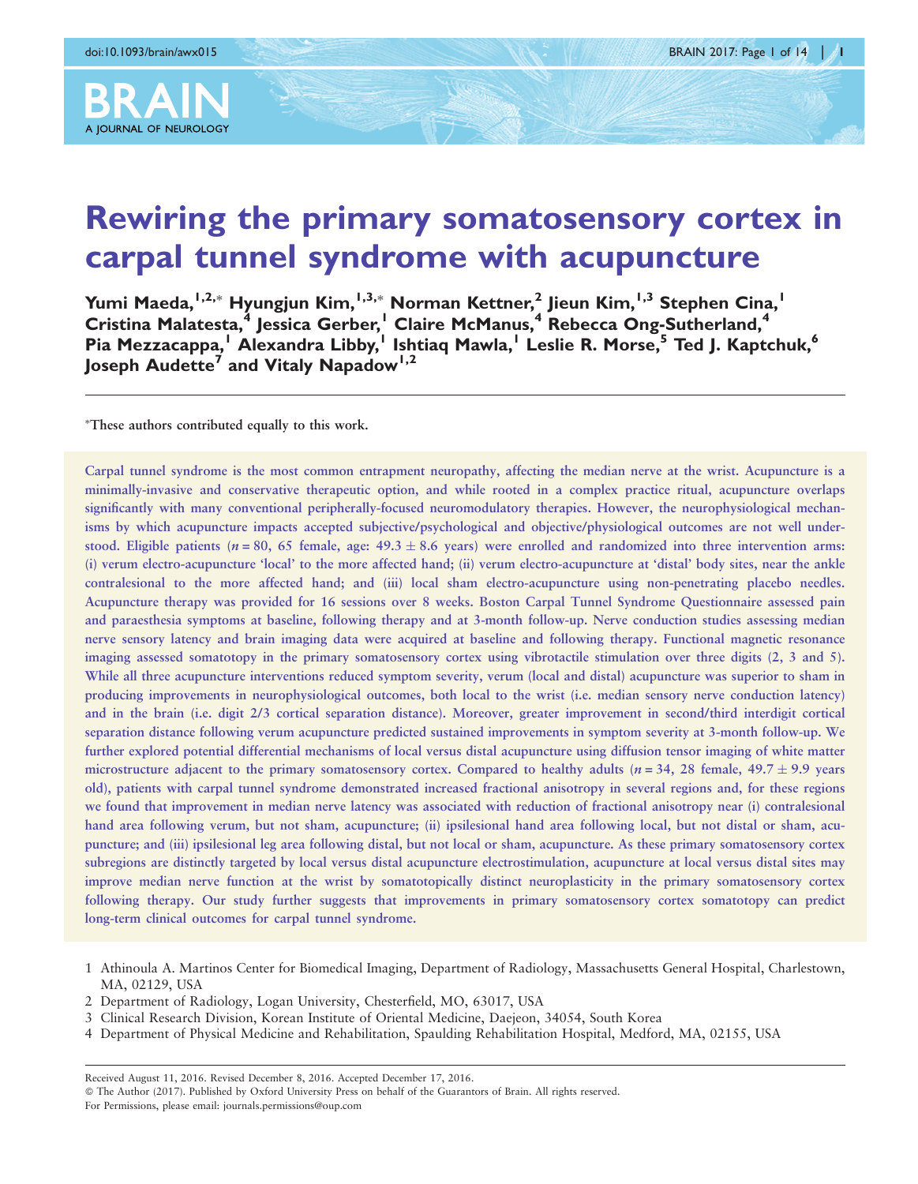# Rewiring the primary somatosensory cortex in carpal tunnel syndrome with acupuncture

**Yumi Maeda,[1,2,*] Hyungjun Kim,[1,3,*] Norman Kettner,[2] Jieun Kim,[1,3] Stephen Cina,[1] Cristina Malatesta,[4] Jessica Gerber,[1] Claire McManus,[4] Rebecca Ong-Sutherland,[4] Pia Mezzacappa,[1] Alexandra Libby,[1] Ishtiaq Mawla,[1] Leslie R. Morse,[5] Ted J. Kaptchuk,[6] Joseph Audette[7] and Vitaly Napadow[1,2]**

*These authors contributed equally to this work.

Carpal tunnel syndrome is the most common entrapment neuropathy, affecting the median nerve at the wrist. Acupuncture is a minimally-invasive and conservative therapeutic option, and while rooted in a complex practice ritual, acupuncture overlaps significantly with many conventional peripherally-focused neuromodulatory therapies. However, the neurophysiological mechanisms by which acupuncture impacts accepted subjective/psychological and objective/physiological outcomes are not well understood. Eligible patients ($n = 80$, 65 female, age: $49.3 \pm 8.6$ years) were enrolled and randomized into three intervention arms: (i) verum electro-acupuncture 'local' to the more affected hand; (ii) verum electro-acupuncture at 'distal' body sites, near the ankle contralesional to the more affected hand; and (iii) local sham electro-acupuncture using non-penetrating placebo needles. Acupuncture therapy was provided for 16 sessions over 8 weeks. Boston Carpal Tunnel Syndrome Questionnaire assessed pain and paraesthesia symptoms at baseline, following therapy and at 3-month follow-up. Nerve conduction studies assessing median nerve sensory latency and brain imaging data were acquired at baseline and following therapy. Functional magnetic resonance imaging assessed somatotopy in the primary somatosensory cortex using vibrotactile stimulation over three digits (2, 3 and 5). While all three acupuncture interventions reduced symptom severity, verum (local and distal) acupuncture was superior to sham in producing improvements in neurophysiological outcomes, both local to the wrist (i.e. median sensory nerve conduction latency) and in the brain (i.e. digit 2/3 cortical separation distance). Moreover, greater improvement in second/third interdigit cortical separation distance following verum acupuncture predicted sustained improvements in symptom severity at 3-month follow-up. We further explored potential differential mechanisms of local versus distal acupuncture using diffusion tensor imaging of white matter microstructure adjacent to the primary somatosensory cortex. Compared to healthy adults ($n = 34$, 28 female, $49.7 \pm 9.9$ years old), patients with carpal tunnel syndrome demonstrated increased fractional anisotropy in several regions and, for these regions we found that improvement in median nerve latency was associated with reduction of fractional anisotropy near (i) contralesional hand area following verum, but not sham, acupuncture; (ii) ipsilesional hand area following local, but not distal or sham, acupuncture; and (iii) ipsilesional leg area following distal, but not local or sham, acupuncture. As these primary somatosensory cortex subregions are distinctly targeted by local versus distal acupuncture electrostimulation, acupuncture at local versus distal sites may improve median nerve function at the wrist by somatotopically distinct neuroplasticity in the primary somatosensory cortex following therapy. Our study further suggests that improvements in primary somatosensory cortex somatotopy can predict long-term clinical outcomes for carpal tunnel syndrome.

1 Athinoula A. Martinos Center for Biomedical Imaging, Department of Radiology, Massachusetts General Hospital, Charlestown, MA, 02129, USA
2 Department of Radiology, Logan University, Chesterfield, MO, 63017, USA
3 Clinical Research Division, Korean Institute of Oriental Medicine, Daejeon, 34054, South Korea
4 Department of Physical Medicine and Rehabilitation, Spaulding Rehabilitation Hospital, Medford, MA, 02155, USA

Received August 11, 2016. Revised December 8, 2016. Accepted December 17, 2016.
© The Author (2017). Published by Oxford University Press on behalf of the Guarantors of Brain. All rights reserved.
For Permissions, please email: journals.permissions@oup.com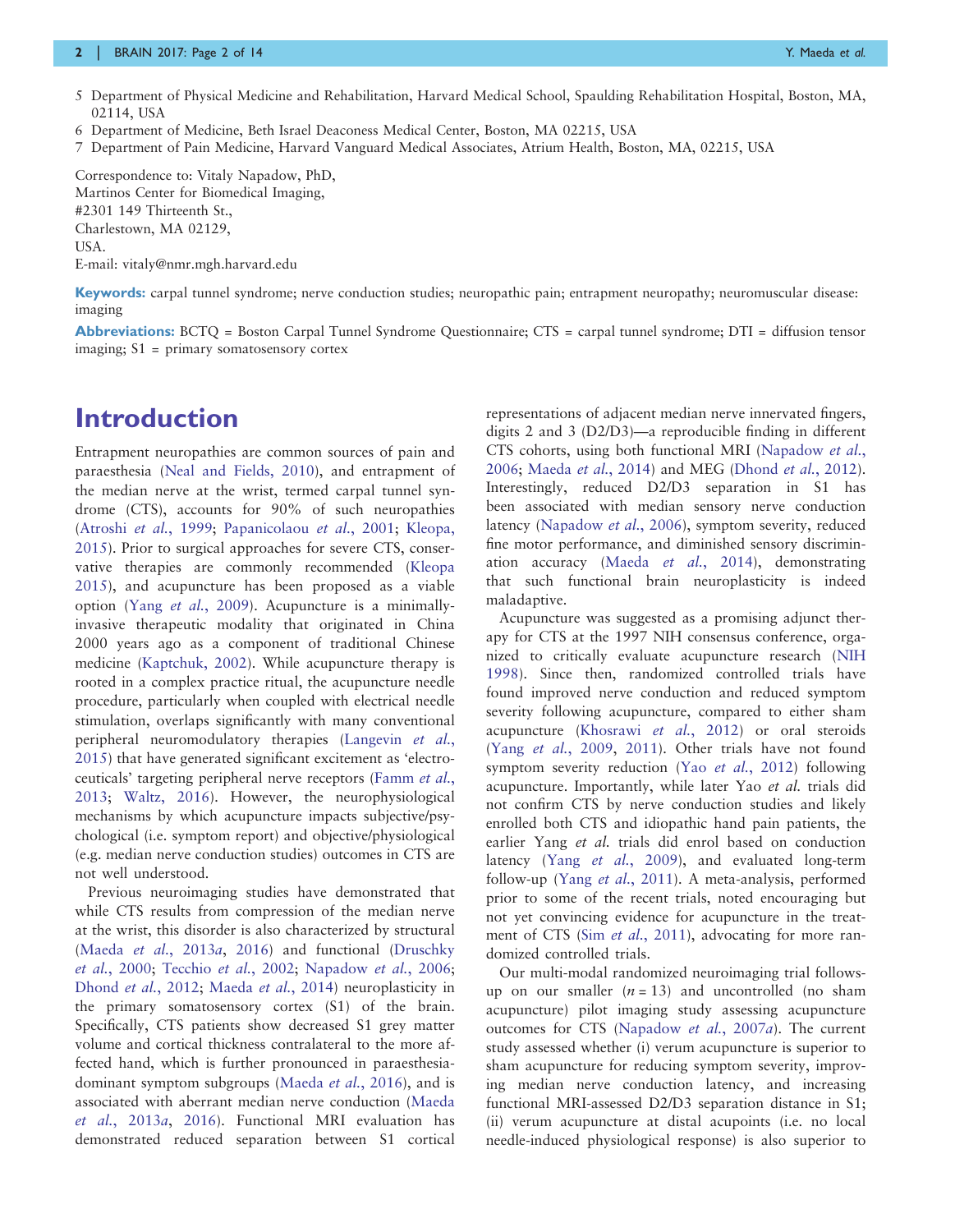5 Department of Physical Medicine and Rehabilitation, Harvard Medical School, Spaulding Rehabilitation Hospital, Boston, MA, 02114, USA

6 Department of Medicine, Beth Israel Deaconess Medical Center, Boston, MA 02215, USA

7 Department of Pain Medicine, Harvard Vanguard Medical Associates, Atrium Health, Boston, MA, 02215, USA

Correspondence to: Vitaly Napadow, PhD,
Martinos Center for Biomedical Imaging,
#2301 149 Thirteenth St.,
Charlestown, MA 02129,
USA.
E-mail: vitaly@nmr.mgh.harvard.edu

**Keywords:** carpal tunnel syndrome; nerve conduction studies; neuropathic pain; entrapment neuropathy; neuromuscular disease: imaging

**Abbreviations:** BCTQ = Boston Carpal Tunnel Syndrome Questionnaire; CTS = carpal tunnel syndrome; DTI = diffusion tensor imaging; S1 = primary somatosensory cortex

# Introduction

Entrapment neuropathies are common sources of pain and paraesthesia (Neal and Fields, 2010), and entrapment of the median nerve at the wrist, termed carpal tunnel syndrome (CTS), accounts for 90% of such neuropathies (Atroshi *et al.*, 1999; Papanicolaou *et al.*, 2001; Kleopa, 2015). Prior to surgical approaches for severe CTS, conservative therapies are commonly recommended (Kleopa 2015), and acupuncture has been proposed as a viable option (Yang *et al.*, 2009). Acupuncture is a minimally-invasive therapeutic modality that originated in China 2000 years ago as a component of traditional Chinese medicine (Kaptchuk, 2002). While acupuncture therapy is rooted in a complex practice ritual, the acupuncture needle procedure, particularly when coupled with electrical needle stimulation, overlaps significantly with many conventional peripheral neuromodulatory therapies (Langevin *et al.*, 2015) that have generated significant excitement as 'electroceuticals' targeting peripheral nerve receptors (Famm *et al.*, 2013; Waltz, 2016). However, the neurophysiological mechanisms by which acupuncture impacts subjective/psychological (i.e. symptom report) and objective/physiological (e.g. median nerve conduction studies) outcomes in CTS are not well understood.

Previous neuroimaging studies have demonstrated that while CTS results from compression of the median nerve at the wrist, this disorder is also characterized by structural (Maeda *et al.*, 2013*a*, 2016) and functional (Druschky *et al.*, 2000; Tecchio *et al.*, 2002; Napadow *et al.*, 2006; Dhond *et al.*, 2012; Maeda *et al.*, 2014) neuroplasticity in the primary somatosensory cortex (S1) of the brain. Specifically, CTS patients show decreased S1 grey matter volume and cortical thickness contralateral to the more affected hand, which is further pronounced in paraesthesia-dominant symptom subgroups (Maeda *et al.*, 2016), and is associated with aberrant median nerve conduction (Maeda *et al.*, 2013*a*, 2016). Functional MRI evaluation has demonstrated reduced separation between S1 cortical representations of adjacent median nerve innervated fingers, digits 2 and 3 (D2/D3)—a reproducible finding in different CTS cohorts, using both functional MRI (Napadow *et al.*, 2006; Maeda *et al.*, 2014) and MEG (Dhond *et al.*, 2012). Interestingly, reduced D2/D3 separation in S1 has been associated with median sensory nerve conduction latency (Napadow *et al.*, 2006), symptom severity, reduced fine motor performance, and diminished sensory discrimination accuracy (Maeda *et al.*, 2014), demonstrating that such functional brain neuroplasticity is indeed maladaptive.

Acupuncture was suggested as a promising adjunct therapy for CTS at the 1997 NIH consensus conference, organized to critically evaluate acupuncture research (NIH 1998). Since then, randomized controlled trials have found improved nerve conduction and reduced symptom severity following acupuncture, compared to either sham acupuncture (Khosrawi *et al.*, 2012) or oral steroids (Yang *et al.*, 2009, 2011). Other trials have not found symptom severity reduction (Yao *et al.*, 2012) following acupuncture. Importantly, while later Yao *et al.* trials did not confirm CTS by nerve conduction studies and likely enrolled both CTS and idiopathic hand pain patients, the earlier Yang *et al.* trials did enrol based on conduction latency (Yang *et al.*, 2009), and evaluated long-term follow-up (Yang *et al.*, 2011). A meta-analysis, performed prior to some of the recent trials, noted encouraging but not yet convincing evidence for acupuncture in the treatment of CTS (Sim *et al.*, 2011), advocating for more randomized controlled trials.

Our multi-modal randomized neuroimaging trial follows-up on our smaller ($n = 13$) and uncontrolled (no sham acupuncture) pilot imaging study assessing acupuncture outcomes for CTS (Napadow *et al.*, 2007*a*). The current study assessed whether (i) verum acupuncture is superior to sham acupuncture for reducing symptom severity, improving median nerve conduction latency, and increasing functional MRI-assessed D2/D3 separation distance in S1; (ii) verum acupuncture at distal acupoints (i.e. no local needle-induced physiological response) is also superior to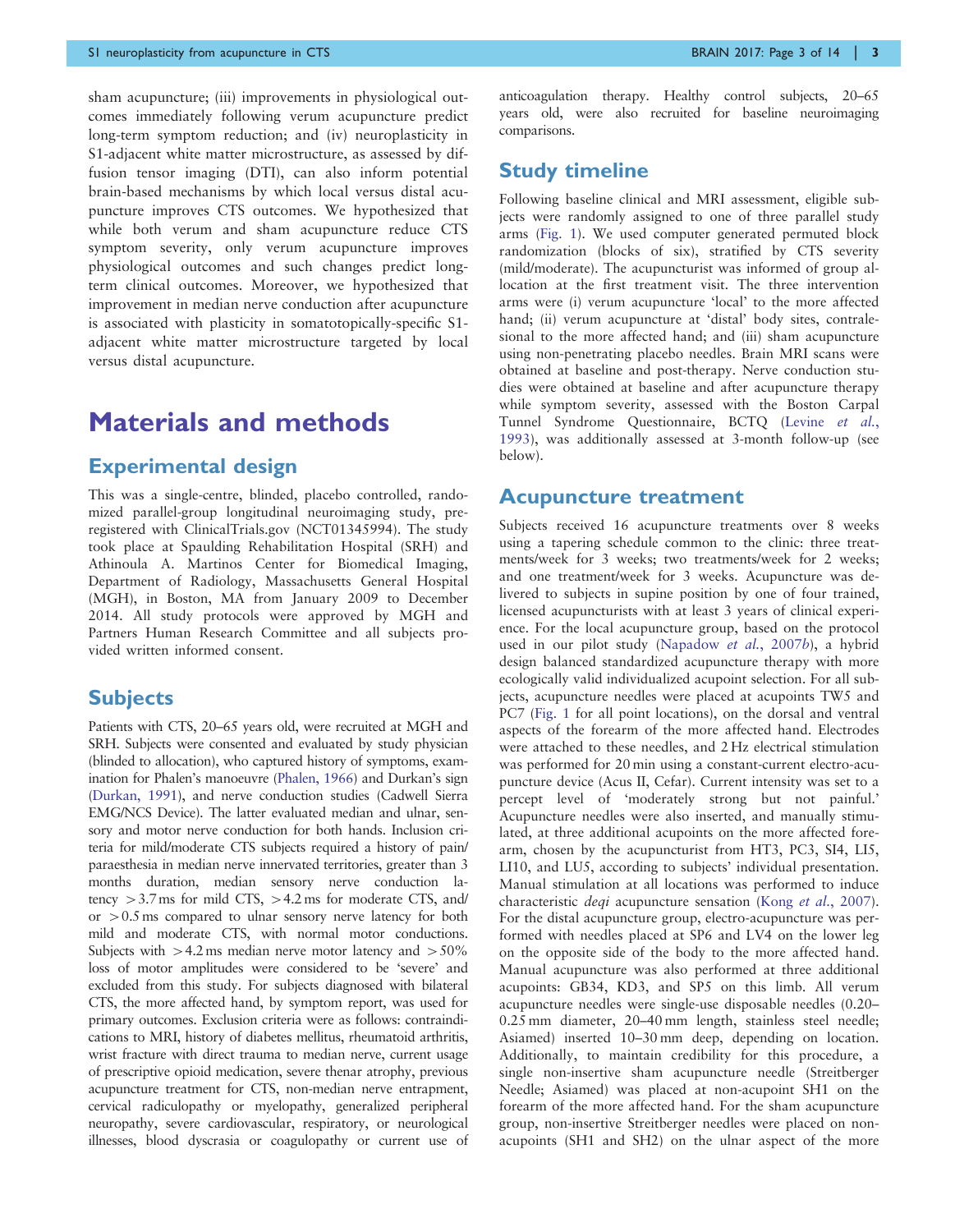sham acupuncture; (iii) improvements in physiological outcomes immediately following verum acupuncture predict long-term symptom reduction; and (iv) neuroplasticity in S1-adjacent white matter microstructure, as assessed by diffusion tensor imaging (DTI), can also inform potential brain-based mechanisms by which local versus distal acupuncture improves CTS outcomes. We hypothesized that while both verum and sham acupuncture reduce CTS symptom severity, only verum acupuncture improves physiological outcomes and such changes predict long-term clinical outcomes. Moreover, we hypothesized that improvement in median nerve conduction after acupuncture is associated with plasticity in somatotopically-specific S1-adjacent white matter microstructure targeted by local versus distal acupuncture.

# Materials and methods

## Experimental design

This was a single-centre, blinded, placebo controlled, randomized parallel-group longitudinal neuroimaging study, preregistered with ClinicalTrials.gov (NCT01345994). The study took place at Spaulding Rehabilitation Hospital (SRH) and Athinoula A. Martinos Center for Biomedical Imaging, Department of Radiology, Massachusetts General Hospital (MGH), in Boston, MA from January 2009 to December 2014. All study protocols were approved by MGH and Partners Human Research Committee and all subjects provided written informed consent.

## Subjects

Patients with CTS, 20–65 years old, were recruited at MGH and SRH. Subjects were consented and evaluated by study physician (blinded to allocation), who captured history of symptoms, examination for Phalen's manoeuvre (Phalen, 1966) and Durkan's sign (Durkan, 1991), and nerve conduction studies (Cadwell Sierra EMG/NCS Device). The latter evaluated median and ulnar, sensory and motor nerve conduction for both hands. Inclusion criteria for mild/moderate CTS subjects required a history of pain/paraesthesia in median nerve innervated territories, greater than 3 months duration, median sensory nerve conduction latency > 3.7 ms for mild CTS, > 4.2 ms for moderate CTS, and/or > 0.5 ms compared to ulnar sensory nerve latency for both mild and moderate CTS, with normal motor conductions. Subjects with > 4.2 ms median nerve motor latency and > 50% loss of motor amplitudes were considered to be 'severe' and excluded from this study. For subjects diagnosed with bilateral CTS, the more affected hand, by symptom report, was used for primary outcomes. Exclusion criteria were as follows: contraindications to MRI, history of diabetes mellitus, rheumatoid arthritis, wrist fracture with direct trauma to median nerve, current usage of prescriptive opioid medication, severe thenar atrophy, previous acupuncture treatment for CTS, non-median nerve entrapment, cervical radiculopathy or myelopathy, generalized peripheral neuropathy, severe cardiovascular, respiratory, or neurological illnesses, blood dyscrasia or coagulopathy or current use of anticoagulation therapy. Healthy control subjects, 20–65 years old, were also recruited for baseline neuroimaging comparisons.

## Study timeline

Following baseline clinical and MRI assessment, eligible subjects were randomly assigned to one of three parallel study arms (Fig. 1). We used computer generated permuted block randomization (blocks of six), stratified by CTS severity (mild/moderate). The acupuncturist was informed of group allocation at the first treatment visit. The three intervention arms were (i) verum acupuncture 'local' to the more affected hand; (ii) verum acupuncture at 'distal' body sites, contralesional to the more affected hand; and (iii) sham acupuncture using non-penetrating placebo needles. Brain MRI scans were obtained at baseline and post-therapy. Nerve conduction studies were obtained at baseline and after acupuncture therapy while symptom severity, assessed with the Boston Carpal Tunnel Syndrome Questionnaire, BCTQ (Levine *et al.*, 1993), was additionally assessed at 3-month follow-up (see below).

## Acupuncture treatment

Subjects received 16 acupuncture treatments over 8 weeks using a tapering schedule common to the clinic: three treatments/week for 3 weeks; two treatments/week for 2 weeks; and one treatment/week for 3 weeks. Acupuncture was delivered to subjects in supine position by one of four trained, licensed acupuncturists with at least 3 years of clinical experience. For the local acupuncture group, based on the protocol used in our pilot study (Napadow *et al.*, 2007*b*), a hybrid design balanced standardized acupuncture therapy with more ecologically valid individualized acupoint selection. For all subjects, acupuncture needles were placed at acupoints TW5 and PC7 (Fig. 1 for all point locations), on the dorsal and ventral aspects of the forearm of the more affected hand. Electrodes were attached to these needles, and 2 Hz electrical stimulation was performed for 20 min using a constant-current electro-acupuncture device (Acus II, Cefar). Current intensity was set to a percept level of 'moderately strong but not painful.' Acupuncture needles were also inserted, and manually stimulated, at three additional acupoints on the more affected forearm, chosen by the acupuncturist from HT3, PC3, SI4, LI5, LI10, and LU5, according to subjects' individual presentation. Manual stimulation at all locations was performed to induce characteristic *deqi* acupuncture sensation (Kong *et al.*, 2007). For the distal acupuncture group, electro-acupuncture was performed with needles placed at SP6 and LV4 on the lower leg on the opposite side of the body to the more affected hand. Manual acupuncture was also performed at three additional acupoints: GB34, KD3, and SP5 on this limb. All verum acupuncture needles were single-use disposable needles (0.20–0.25 mm diameter, 20–40 mm length, stainless steel needle; Asiamed) inserted 10–30 mm deep, depending on location. Additionally, to maintain credibility for this procedure, a single non-insertive sham acupuncture needle (Streitberger Needle; Asiamed) was placed at non-acupoint SH1 on the forearm of the more affected hand. For the sham acupuncture group, non-insertive Streitberger needles were placed on non-acupoints (SH1 and SH2) on the ulnar aspect of the more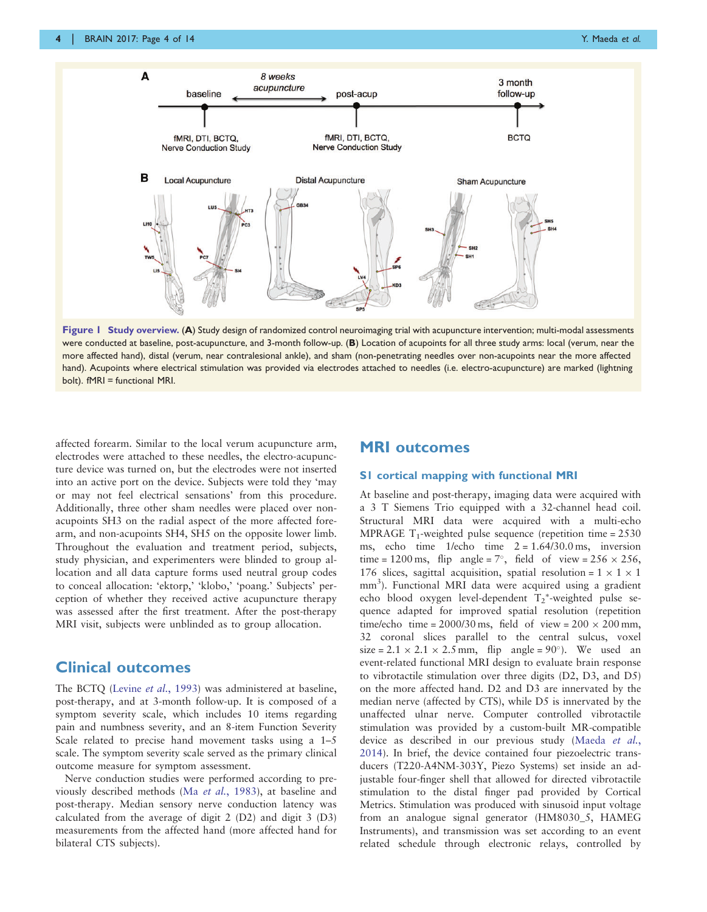Figure 1 **Study overview.** (**A**) Study design of randomized control neuroimaging trial with acupuncture intervention; multi-modal assessments were conducted at baseline, post-acupuncture, and 3-month follow-up. (**B**) Location of acupoints for all three study arms: local (verum, near the more affected hand), distal (verum, near contralesional ankle), and sham (non-penetrating needles over non-acupoints near the more affected hand). Acupoints where electrical stimulation was provided via electrodes attached to needles (i.e. electro-acupuncture) are marked (lightning bolt). fMRI = functional MRI.

affected forearm. Similar to the local verum acupuncture arm, electrodes were attached to these needles, the electro-acupuncture device was turned on, but the electrodes were not inserted into an active port on the device. Subjects were told they 'may or may not feel electrical sensations' from this procedure. Additionally, three other sham needles were placed over non-acupoints SH3 on the radial aspect of the more affected forearm, and non-acupoints SH4, SH5 on the opposite lower limb. Throughout the evaluation and treatment period, subjects, study physician, and experimenters were blinded to group allocation and all data capture forms used neutral group codes to conceal allocation: 'ektorp,' 'klobo,' 'poang.' Subjects' perception of whether they received active acupuncture therapy was assessed after the first treatment. After the post-therapy MRI visit, subjects were unblinded as to group allocation.

## Clinical outcomes

The BCTQ (Levine *et al.*, 1993) was administered at baseline, post-therapy, and at 3-month follow-up. It is composed of a symptom severity scale, which includes 10 items regarding pain and numbness severity, and an 8-item Function Severity Scale related to precise hand movement tasks using a 1–5 scale. The symptom severity scale served as the primary clinical outcome measure for symptom assessment.

Nerve conduction studies were performed according to previously described methods (Ma *et al.*, 1983), at baseline and post-therapy. Median sensory nerve conduction latency was calculated from the average of digit 2 (D2) and digit 3 (D3) measurements from the affected hand (more affected hand for bilateral CTS subjects).

## MRI outcomes

### S1 cortical mapping with functional MRI

At baseline and post-therapy, imaging data were acquired with a 3 T Siemens Trio equipped with a 32-channel head coil. Structural MRI data were acquired with a multi-echo MPRAGE $T_1$-weighted pulse sequence (repetition time = 2530 ms, echo time 1/echo time 2 = 1.64/30.0 ms, inversion time = 1200 ms, flip angle = 7°, field of view = 256 × 256, 176 slices, sagittal acquisition, spatial resolution = 1 × 1 × 1 mm$^3$). Functional MRI data were acquired using a gradient echo blood oxygen level-dependent $T_2$*-weighted pulse sequence adapted for improved spatial resolution (repetition time/echo time = 2000/30 ms, field of view = 200 × 200 mm, 32 coronal slices parallel to the central sulcus, voxel size = 2.1 × 2.1 × 2.5 mm, flip angle = 90°). We used an event-related functional MRI design to evaluate brain response to vibrotactile stimulation over three digits (D2, D3, and D5) on the more affected hand. D2 and D3 are innervated by the median nerve (affected by CTS), while D5 is innervated by the unaffected ulnar nerve. Computer controlled vibrotactile stimulation was provided by a custom-built MR-compatible device as described in our previous study (Maeda *et al.*, 2014). In brief, the device contained four piezoelectric transducers (T220-A4NM-303Y, Piezo Systems) set inside an adjustable four-finger shell that allowed for directed vibrotactile stimulation to the distal finger pad provided by Cortical Metrics. Stimulation was produced with sinusoid input voltage from an analogue signal generator (HM8030_5, HAMEG Instruments), and transmission was set according to an event related schedule through electronic relays, controlled by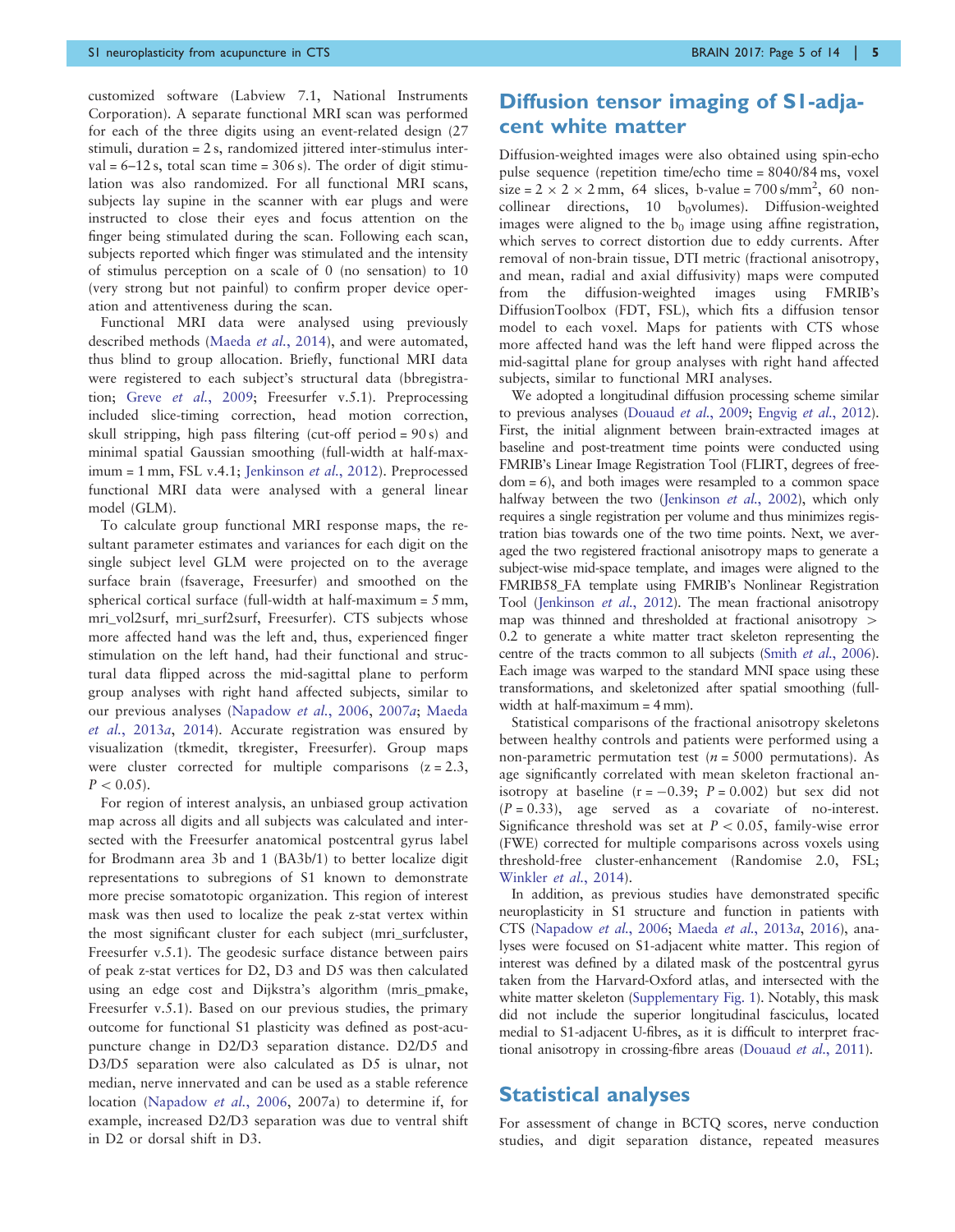customized software (Labview 7.1, National Instruments Corporation). A separate functional MRI scan was performed for each of the three digits using an event-related design (27 stimuli, duration = 2 s, randomized jittered inter-stimulus interval = 6–12 s, total scan time = 306 s). The order of digit stimulation was also randomized. For all functional MRI scans, subjects lay supine in the scanner with ear plugs and were instructed to close their eyes and focus attention on the finger being stimulated during the scan. Following each scan, subjects reported which finger was stimulated and the intensity of stimulus perception on a scale of 0 (no sensation) to 10 (very strong but not painful) to confirm proper device operation and attentiveness during the scan.

Functional MRI data were analysed using previously described methods (Maeda *et al.*, 2014), and were automated, thus blind to group allocation. Briefly, functional MRI data were registered to each subject's structural data (bbregistration; Greve *et al.*, 2009; Freesurfer v.5.1). Preprocessing included slice-timing correction, head motion correction, skull stripping, high pass filtering (cut-off period = 90 s) and minimal spatial Gaussian smoothing (full-width at half-maximum = 1 mm, FSL v.4.1; Jenkinson *et al.*, 2012). Preprocessed functional MRI data were analysed with a general linear model (GLM).

To calculate group functional MRI response maps, the resultant parameter estimates and variances for each digit on the single subject level GLM were projected on to the average surface brain (fsaverage, Freesurfer) and smoothed on the spherical cortical surface (full-width at half-maximum = 5 mm, mri_vol2surf, mri_surf2surf, Freesurfer). CTS subjects whose more affected hand was the left and, thus, experienced finger stimulation on the left hand, had their functional and structural data flipped across the mid-sagittal plane to perform group analyses with right hand affected subjects, similar to our previous analyses (Napadow *et al.*, 2006, 2007*a*; Maeda *et al.*, 2013*a*, 2014). Accurate registration was ensured by visualization (tkmedit, tkregister, Freesurfer). Group maps were cluster corrected for multiple comparisons (z = 2.3, $P < 0.05$).

For region of interest analysis, an unbiased group activation map across all digits and all subjects was calculated and intersected with the Freesurfer anatomical postcentral gyrus label for Brodmann area 3b and 1 (BA3b/1) to better localize digit representations to subregions of S1 known to demonstrate more precise somatotopic organization. This region of interest mask was then used to localize the peak z-stat vertex within the most significant cluster for each subject (mri_surfcluster, Freesurfer v.5.1). The geodesic surface distance between pairs of peak z-stat vertices for D2, D3 and D5 was then calculated using an edge cost and Dijkstra's algorithm (mris_pmake, Freesurfer v.5.1). Based on our previous studies, the primary outcome for functional S1 plasticity was defined as post-acupuncture change in D2/D3 separation distance. D2/D5 and D3/D5 separation were also calculated as D5 is ulnar, not median, nerve innervated and can be used as a stable reference location (Napadow *et al.*, 2006, 2007a) to determine if, for example, increased D2/D3 separation was due to ventral shift in D2 or dorsal shift in D3.

## Diffusion tensor imaging of S1-adjacent white matter

Diffusion-weighted images were also obtained using spin-echo pulse sequence (repetition time/echo time = 8040/84 ms, voxel size = 2 × 2 × 2 mm, 64 slices, b-value = 700 s/mm$^2$, 60 non-collinear directions, 10 $b_0$volumes). Diffusion-weighted images were aligned to the $b_0$ image using affine registration, which serves to correct distortion due to eddy currents. After removal of non-brain tissue, DTI metric (fractional anisotropy, and mean, radial and axial diffusivity) maps were computed from the diffusion-weighted images using FMRIB's DiffusionToolbox (FDT, FSL), which fits a diffusion tensor model to each voxel. Maps for patients with CTS whose more affected hand was the left hand were flipped across the mid-sagittal plane for group analyses with right hand affected subjects, similar to functional MRI analyses.

We adopted a longitudinal diffusion processing scheme similar to previous analyses (Douaud *et al.*, 2009; Engvig *et al.*, 2012). First, the initial alignment between brain-extracted images at baseline and post-treatment time points were conducted using FMRIB's Linear Image Registration Tool (FLIRT, degrees of freedom = 6), and both images were resampled to a common space halfway between the two (Jenkinson *et al.*, 2002), which only requires a single registration per volume and thus minimizes registration bias towards one of the two time points. Next, we averaged the two registered fractional anisotropy maps to generate a subject-wise mid-space template, and images were aligned to the FMRIB58_FA template using FMRIB's Nonlinear Registration Tool (Jenkinson *et al.*, 2012). The mean fractional anisotropy map was thinned and thresholded at fractional anisotropy > 0.2 to generate a white matter tract skeleton representing the centre of the tracts common to all subjects (Smith *et al.*, 2006). Each image was warped to the standard MNI space using these transformations, and skeletonized after spatial smoothing (full-width at half-maximum = 4 mm).

Statistical comparisons of the fractional anisotropy skeletons between healthy controls and patients were performed using a non-parametric permutation test ($n$ = 5000 permutations). As age significantly correlated with mean skeleton fractional anisotropy at baseline ($r = -0.39$; $P = 0.002$) but sex did not ($P = 0.33$), age served as a covariate of no-interest. Significance threshold was set at $P < 0.05$, family-wise error (FWE) corrected for multiple comparisons across voxels using threshold-free cluster-enhancement (Randomise 2.0, FSL; Winkler *et al.*, 2014).

In addition, as previous studies have demonstrated specific neuroplasticity in S1 structure and function in patients with CTS (Napadow *et al.*, 2006; Maeda *et al.*, 2013*a*, 2016), analyses were focused on S1-adjacent white matter. This region of interest was defined by a dilated mask of the postcentral gyrus taken from the Harvard-Oxford atlas, and intersected with the white matter skeleton (Supplementary Fig. 1). Notably, this mask did not include the superior longitudinal fasciculus, located medial to S1-adjacent U-fibres, as it is difficult to interpret fractional anisotropy in crossing-fibre areas (Douaud *et al.*, 2011).

## Statistical analyses

For assessment of change in BCTQ scores, nerve conduction studies, and digit separation distance, repeated measures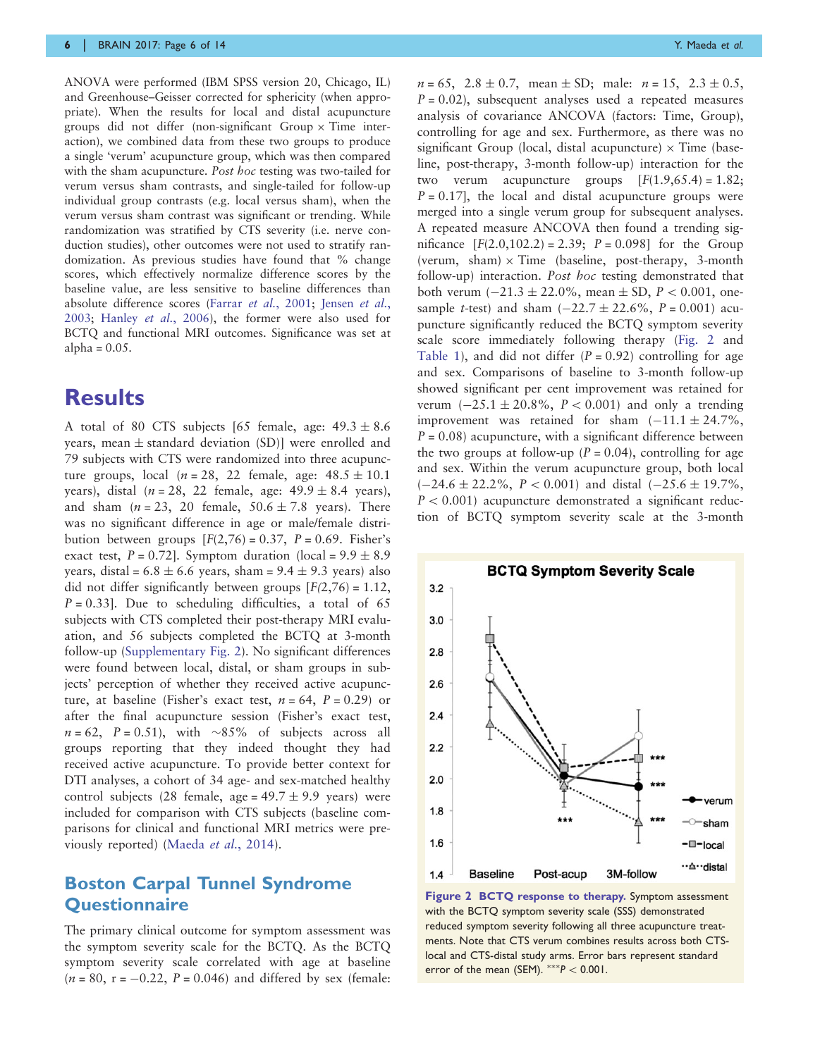ANOVA were performed (IBM SPSS version 20, Chicago, IL) and Greenhouse–Geisser corrected for sphericity (when appropriate). When the results for local and distal acupuncture groups did not differ (non-significant Group × Time interaction), we combined data from these two groups to produce a single 'verum' acupuncture group, which was then compared with the sham acupuncture. *Post hoc* testing was two-tailed for verum versus sham contrasts, and single-tailed for follow-up individual group contrasts (e.g. local versus sham), when the verum versus sham contrast was significant or trending. While randomization was stratified by CTS severity (i.e. nerve conduction studies), other outcomes were not used to stratify randomization. As previous studies have found that % change scores, which effectively normalize difference scores by the baseline value, are less sensitive to baseline differences than absolute difference scores (Farrar *et al.*, 2001; Jensen *et al.*, 2003; Hanley *et al.*, 2006), the former were also used for BCTQ and functional MRI outcomes. Significance was set at alpha = 0.05.

# Results

A total of 80 CTS subjects [65 female, age: 49.3 ± 8.6 years, mean ± standard deviation (SD)] were enrolled and 79 subjects with CTS were randomized into three acupuncture groups, local ($n$ = 28, 22 female, age: 48.5 ± 10.1 years), distal ($n$ = 28, 22 female, age: 49.9 ± 8.4 years), and sham ($n$ = 23, 20 female, 50.6 ± 7.8 years). There was no significant difference in age or male/female distribution between groups [$F(2,76) = 0.37$, $P = 0.69$. Fisher's exact test, $P = 0.72$]. Symptom duration (local = 9.9 ± 8.9 years, distal = 6.8 ± 6.6 years, sham = 9.4 ± 9.3 years) also did not differ significantly between groups [$F(2,76) = 1.12$, $P = 0.33$]. Due to scheduling difficulties, a total of 65 subjects with CTS completed their post-therapy MRI evaluation, and 56 subjects completed the BCTQ at 3-month follow-up (Supplementary Fig. 2). No significant differences were found between local, distal, or sham groups in subjects' perception of whether they received active acupuncture, at baseline (Fisher's exact test, $n$ = 64, $P = 0.29$) or after the final acupuncture session (Fisher's exact test, $n$ = 62, $P = 0.51$), with ~85% of subjects across all groups reporting that they indeed thought they had received active acupuncture. To provide better context for DTI analyses, a cohort of 34 age- and sex-matched healthy control subjects (28 female, age = 49.7 ± 9.9 years) were included for comparison with CTS subjects (baseline comparisons for clinical and functional MRI metrics were previously reported) (Maeda *et al.*, 2014).

## Boston Carpal Tunnel Syndrome Questionnaire

The primary clinical outcome for symptom assessment was the symptom severity scale for the BCTQ. As the BCTQ symptom severity scale correlated with age at baseline ($n$ = 80, r = −0.22, $P = 0.046$) and differed by sex (female: $n$ = 65, 2.8 ± 0.7, mean ± SD; male: $n$ = 15, 2.3 ± 0.5, $P = 0.02$), subsequent analyses used a repeated measures analysis of covariance ANCOVA (factors: Time, Group), controlling for age and sex. Furthermore, as there was no significant Group (local, distal acupuncture) × Time (baseline, post-therapy, 3-month follow-up) interaction for the two verum acupuncture groups [$F(1.9,65.4) = 1.82$; $P = 0.17$], the local and distal acupuncture groups were merged into a single verum group for subsequent analyses. A repeated measure ANCOVA then found a trending significance [$F(2.0,102.2) = 2.39$; $P = 0.098$] for the Group (verum, sham) × Time (baseline, post-therapy, 3-month follow-up) interaction. *Post hoc* testing demonstrated that both verum (−21.3 ± 22.0%, mean ± SD, $P < 0.001$, one-sample $t$-test) and sham (−22.7 ± 22.6%, $P = 0.001$) acupuncture significantly reduced the BCTQ symptom severity scale score immediately following therapy (Fig. 2 and Table 1), and did not differ ($P = 0.92$) controlling for age and sex. Comparisons of baseline to 3-month follow-up showed significant per cent improvement was retained for verum (−25.1 ± 20.8%, $P < 0.001$) and only a trending improvement was retained for sham (−11.1 ± 24.7%, $P = 0.08$) acupuncture, with a significant difference between the two groups at follow-up ($P = 0.04$), controlling for age and sex. Within the verum acupuncture group, both local (−24.6 ± 22.2%, $P < 0.001$) and distal (−25.6 ± 19.7%, $P < 0.001$) acupuncture demonstrated a significant reduction of BCTQ symptom severity scale at the 3-month

**Figure 2 BCTQ response to therapy.** Symptom assessment with the BCTQ symptom severity scale (SSS) demonstrated reduced symptom severity following all three acupuncture treatments. Note that CTS verum combines results across both CTS-local and CTS-distal study arms. Error bars represent standard error of the mean (SEM). ***$P < 0.001$.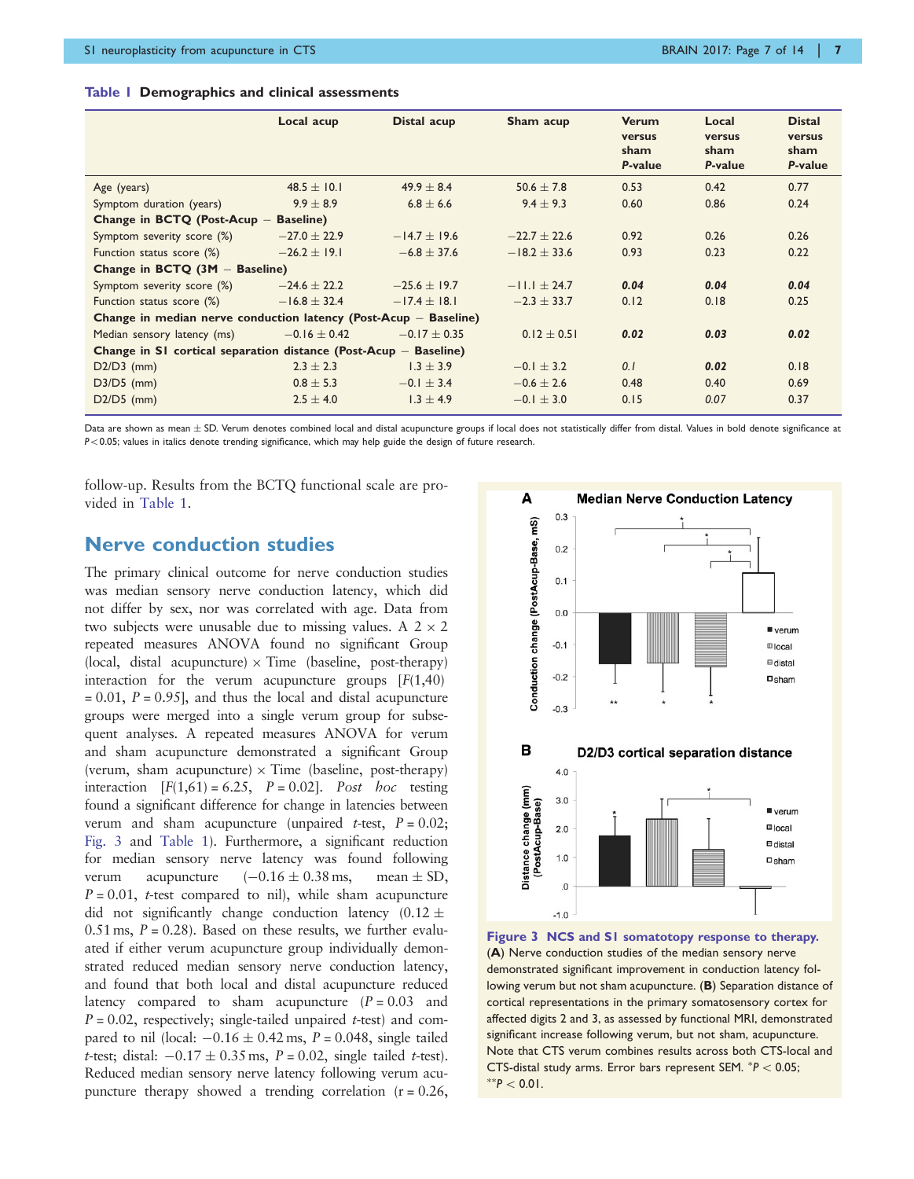**Table 1 Demographics and clinical assessments**

| | Local acup | Distal acup | Sham acup | Verum versus sham P-value | Local versus sham P-value | Distal versus sham P-value |
|---|---|---|---|---|---|---|
| Age (years) | 48.5 ± 10.1 | 49.9 ± 8.4 | 50.6 ± 7.8 | 0.53 | 0.42 | 0.77 |
| Symptom duration (years) | 9.9 ± 8.9 | 6.8 ± 6.6 | 9.4 ± 9.3 | 0.60 | 0.86 | 0.24 |
| **Change in BCTQ (Post-Acup − Baseline)** | | | | | | |
| Symptom severity score (%) | −27.0 ± 22.9 | −14.7 ± 19.6 | −22.7 ± 22.6 | 0.92 | 0.26 | 0.26 |
| Function status score (%) | −26.2 ± 19.1 | −6.8 ± 37.6 | −18.2 ± 33.6 | 0.93 | 0.23 | 0.22 |
| **Change in BCTQ (3M − Baseline)** | | | | | | |
| Symptom severity score (%) | −24.6 ± 22.2 | −25.6 ± 19.7 | −11.1 ± 24.7 | ***0.04*** | ***0.04*** | ***0.04*** |
| Function status score (%) | −16.8 ± 32.4 | −17.4 ± 18.1 | −2.3 ± 33.7 | 0.12 | 0.18 | 0.25 |
| **Change in median nerve conduction latency (Post-Acup − Baseline)** | | | | | | |
| Median sensory latency (ms) | −0.16 ± 0.42 | −0.17 ± 0.35 | 0.12 ± 0.51 | ***0.02*** | ***0.03*** | ***0.02*** |
| **Change in S1 cortical separation distance (Post-Acup − Baseline)** | | | | | | |
| D2/D3 (mm) | 2.3 ± 2.3 | 1.3 ± 3.9 | −0.1 ± 3.2 | *0.1* | ***0.02*** | 0.18 |
| D3/D5 (mm) | 0.8 ± 5.3 | −0.1 ± 3.4 | −0.6 ± 2.6 | 0.48 | 0.40 | 0.69 |
| D2/D5 (mm) | 2.5 ± 4.0 | 1.3 ± 4.9 | −0.1 ± 3.0 | 0.15 | *0.07* | 0.37 |

Data are shown as mean ± SD. Verum denotes combined local and distal acupuncture groups if local does not statistically differ from distal. Values in bold denote significance at $P < 0.05$; values in italics denote trending significance, which may help guide the design of future research.

follow-up. Results from the BCTQ functional scale are provided in Table 1.

## Nerve conduction studies

The primary clinical outcome for nerve conduction studies was median sensory nerve conduction latency, which did not differ by sex, nor was correlated with age. Data from two subjects were unusable due to missing values. A 2 × 2 repeated measures ANOVA found no significant Group (local, distal acupuncture) × Time (baseline, post-therapy) interaction for the verum acupuncture groups [$F(1,40) = 0.01$, $P = 0.95$], and thus the local and distal acupuncture groups were merged into a single verum group for subsequent analyses. A repeated measures ANOVA for verum and sham acupuncture demonstrated a significant Group (verum, sham acupuncture) × Time (baseline, post-therapy) interaction [$F(1,61) = 6.25$, $P = 0.02$]. *Post hoc* testing found a significant difference for change in latencies between verum and sham acupuncture (unpaired *t*-test, $P = 0.02$; Fig. 3 and Table 1). Furthermore, a significant reduction for median sensory nerve latency was found following verum acupuncture ($-0.16 \pm 0.38$ ms, mean ± SD, $P = 0.01$, *t*-test compared to nil), while sham acupuncture did not significantly change conduction latency ($0.12 \pm 0.51$ ms, $P = 0.28$). Based on these results, we further evaluated if either verum acupuncture group individually demonstrated reduced median sensory nerve conduction latency, and found that both local and distal acupuncture reduced latency compared to sham acupuncture ($P = 0.03$ and $P = 0.02$, respectively; single-tailed unpaired *t*-test) and compared to nil (local: $-0.16 \pm 0.42$ ms, $P = 0.048$, single tailed *t*-test; distal: $-0.17 \pm 0.35$ ms, $P = 0.02$, single tailed *t*-test). Reduced median sensory nerve latency following verum acupuncture therapy showed a trending correlation ($r = 0.26$,

**Figure 3 NCS and S1 somatotopy response to therapy.** (**A**) Nerve conduction studies of the median sensory nerve demonstrated significant improvement in conduction latency following verum but not sham acupuncture. (**B**) Separation distance of cortical representations in the primary somatosensory cortex for affected digits 2 and 3, as assessed by functional MRI, demonstrated significant increase following verum, but not sham, acupuncture. Note that CTS verum combines results across both CTS-local and CTS-distal study arms. Error bars represent SEM. $^{*}P < 0.05$; $^{**}P < 0.01$.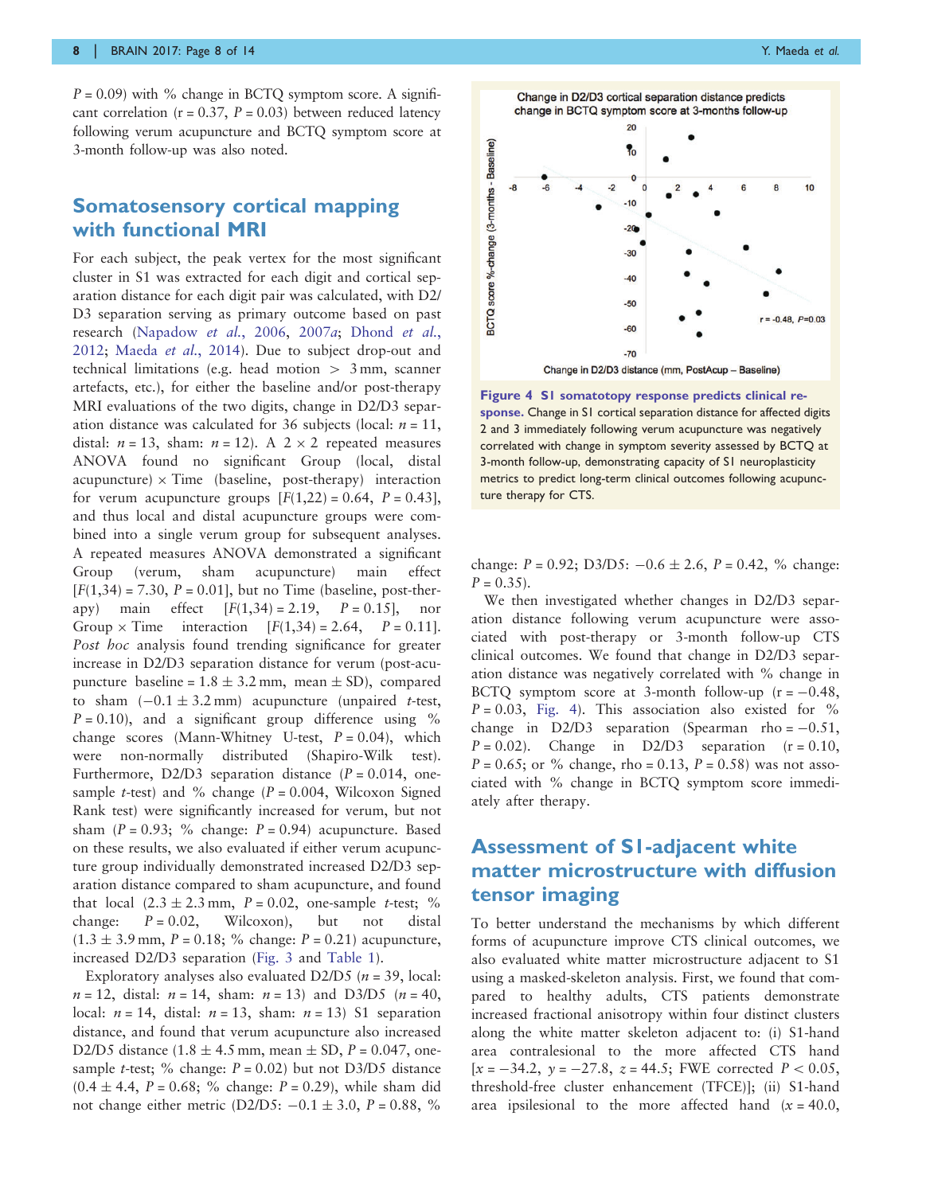$P = 0.09$) with % change in BCTQ symptom score. A significant correlation ($r = 0.37$, $P = 0.03$) between reduced latency following verum acupuncture and BCTQ symptom score at 3-month follow-up was also noted.

## Somatosensory cortical mapping with functional MRI

For each subject, the peak vertex for the most significant cluster in S1 was extracted for each digit and cortical separation distance for each digit pair was calculated, with D2/D3 separation serving as primary outcome based on past research (Napadow *et al.*, 2006, 2007*a*; Dhond *et al.*, 2012; Maeda *et al.*, 2014). Due to subject drop-out and technical limitations (e.g. head motion > 3 mm, scanner artefacts, etc.), for either the baseline and/or post-therapy MRI evaluations of the two digits, change in D2/D3 separation distance was calculated for 36 subjects (local: $n = 11$, distal: $n = 13$, sham: $n = 12$). A 2 × 2 repeated measures ANOVA found no significant Group (local, distal acupuncture) × Time (baseline, post-therapy) interaction for verum acupuncture groups [$F(1,22) = 0.64$, $P = 0.43$], and thus local and distal acupuncture groups were combined into a single verum group for subsequent analyses. A repeated measures ANOVA demonstrated a significant Group (verum, sham acupuncture) main effect [$F(1,34) = 7.30$, $P = 0.01$], but no Time (baseline, post-therapy) main effect [$F(1,34) = 2.19$, $P = 0.15$], nor Group × Time interaction [$F(1,34) = 2.64$, $P = 0.11$]. *Post hoc* analysis found trending significance for greater increase in D2/D3 separation distance for verum (post-acupuncture baseline = 1.8 ± 3.2 mm, mean ± SD), compared to sham (−0.1 ± 3.2 mm) acupuncture (unpaired *t*-test, $P = 0.10$), and a significant group difference using % change scores (Mann-Whitney U-test, $P = 0.04$), which were non-normally distributed (Shapiro-Wilk test). Furthermore, D2/D3 separation distance ($P = 0.014$, one-sample *t*-test) and % change ($P = 0.004$, Wilcoxon Signed Rank test) were significantly increased for verum, but not sham ($P = 0.93$; % change: $P = 0.94$) acupuncture. Based on these results, we also evaluated if either verum acupuncture group individually demonstrated increased D2/D3 separation distance compared to sham acupuncture, and found that local (2.3 ± 2.3 mm, $P = 0.02$, one-sample *t*-test; % change: $P = 0.02$, Wilcoxon), but not distal (1.3 ± 3.9 mm, $P = 0.18$; % change: $P = 0.21$) acupuncture, increased D2/D3 separation (Fig. 3 and Table 1).

Exploratory analyses also evaluated D2/D5 ($n = 39$, local: $n = 12$, distal: $n = 14$, sham: $n = 13$) and D3/D5 ($n = 40$, local: $n = 14$, distal: $n = 13$, sham: $n = 13$) S1 separation distance, and found that verum acupuncture also increased D2/D5 distance (1.8 ± 4.5 mm, mean ± SD, $P = 0.047$, one-sample *t*-test; % change: $P = 0.02$) but not D3/D5 distance (0.4 ± 4.4, $P = 0.68$; % change: $P = 0.29$), while sham did not change either metric (D2/D5: −0.1 ± 3.0, $P = 0.88$, % change: $P = 0.92$; D3/D5: −0.6 ± 2.6, $P = 0.42$, % change: $P = 0.35$).

**Figure 4 S1 somatotopy response predicts clinical response.** Change in S1 cortical separation distance for affected digits 2 and 3 immediately following verum acupuncture was negatively correlated with change in symptom severity assessed by BCTQ at 3-month follow-up, demonstrating capacity of S1 neuroplasticity metrics to predict long-term clinical outcomes following acupuncture therapy for CTS.

We then investigated whether changes in D2/D3 separation distance following verum acupuncture were associated with post-therapy or 3-month follow-up CTS clinical outcomes. We found that change in D2/D3 separation distance was negatively correlated with % change in BCTQ symptom score at 3-month follow-up ($r = -0.48$, $P = 0.03$, Fig. 4). This association also existed for % change in D2/D3 separation (Spearman rho = −0.51, $P = 0.02$). Change in D2/D3 separation ($r = 0.10$, $P = 0.65$; or % change, rho = 0.13, $P = 0.58$) was not associated with % change in BCTQ symptom score immediately after therapy.

## Assessment of S1-adjacent white matter microstructure with diffusion tensor imaging

To better understand the mechanisms by which different forms of acupuncture improve CTS clinical outcomes, we also evaluated white matter microstructure adjacent to S1 using a masked-skeleton analysis. First, we found that compared to healthy adults, CTS patients demonstrate increased fractional anisotropy within four distinct clusters along the white matter skeleton adjacent to: (i) S1-hand area contralesional to the more affected CTS hand [$x = -34.2$, $y = -27.8$, $z = 44.5$; FWE corrected $P < 0.05$, threshold-free cluster enhancement (TFCE)]; (ii) S1-hand area ipsilesional to the more affected hand ($x = 40.0$,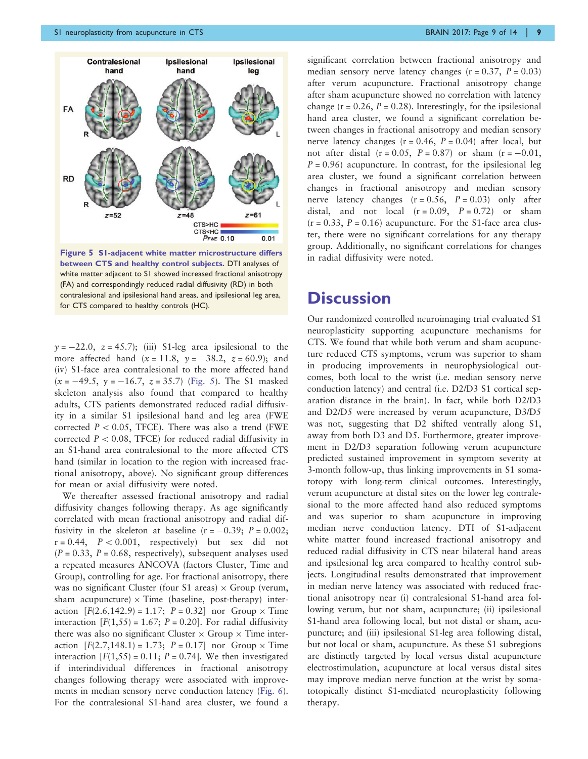**Figure 5 S1-adjacent white matter microstructure differs between CTS and healthy control subjects.** DTI analyses of white matter adjacent to S1 showed increased fractional anisotropy (FA) and correspondingly reduced radial diffusivity (RD) in both contralesional and ipsilesional hand areas, and ipsilesional leg area, for CTS compared to healthy controls (HC).

$y = -22.0$, $z = 45.7$); (iii) S1-leg area ipsilesional to the more affected hand ($x = 11.8$, $y = -38.2$, $z = 60.9$); and (iv) S1-face area contralesional to the more affected hand ($x = -49.5$, $y = -16.7$, $z = 35.7$) (Fig. 5). The S1 masked skeleton analysis also found that compared to healthy adults, CTS patients demonstrated reduced radial diffusivity in a similar S1 ipsilesional hand and leg area (FWE corrected $P < 0.05$, TFCE). There was also a trend (FWE corrected $P < 0.08$, TFCE) for reduced radial diffusivity in an S1-hand area contralesional to the more affected CTS hand (similar in location to the region with increased fractional anisotropy, above). No significant group differences for mean or axial diffusivity were noted.

We thereafter assessed fractional anisotropy and radial diffusivity changes following therapy. As age significantly correlated with mean fractional anisotropy and radial diffusivity in the skeleton at baseline ($r = -0.39$; $P = 0.002$; $r = 0.44$, $P < 0.001$, respectively) but sex did not ($P = 0.33$, $P = 0.68$, respectively), subsequent analyses used a repeated measures ANCOVA (factors Cluster, Time and Group), controlling for age. For fractional anisotropy, there was no significant Cluster (four S1 areas) × Group (verum, sham acupuncture) × Time (baseline, post-therapy) interaction [$F(2.6,142.9) = 1.17$; $P = 0.32$] nor Group × Time interaction [$F(1,55) = 1.67$; $P = 0.20$]. For radial diffusivity there was also no significant Cluster × Group × Time interaction [$F(2.7,148.1) = 1.73$; $P = 0.17$] nor Group × Time interaction [$F(1,55) = 0.11$; $P = 0.74$]. We then investigated if interindividual differences in fractional anisotropy changes following therapy were associated with improvements in median sensory nerve conduction latency (Fig. 6). For the contralesional S1-hand area cluster, we found a significant correlation between fractional anisotropy and median sensory nerve latency changes ($r = 0.37$, $P = 0.03$) after verum acupuncture. Fractional anisotropy change after sham acupuncture showed no correlation with latency change ($r = 0.26$, $P = 0.28$). Interestingly, for the ipsilesional hand area cluster, we found a significant correlation between changes in fractional anisotropy and median sensory nerve latency changes ($r = 0.46$, $P = 0.04$) after local, but not after distal ($r = 0.05$, $P = 0.87$) or sham ($r = -0.01$, $P = 0.96$) acupuncture. In contrast, for the ipsilesional leg area cluster, we found a significant correlation between changes in fractional anisotropy and median sensory nerve latency changes ($r = 0.56$, $P = 0.03$) only after distal, and not local ($r = 0.09$, $P = 0.72$) or sham ($r = 0.33$, $P = 0.16$) acupuncture. For the S1-face area cluster, there were no significant correlations for any therapy group. Additionally, no significant correlations for changes in radial diffusivity were noted.

## Discussion

Our randomized controlled neuroimaging trial evaluated S1 neuroplasticity supporting acupuncture mechanisms for CTS. We found that while both verum and sham acupuncture reduced CTS symptoms, verum was superior to sham in producing improvements in neurophysiological outcomes, both local to the wrist (i.e. median sensory nerve conduction latency) and central (i.e. D2/D3 S1 cortical separation distance in the brain). In fact, while both D2/D3 and D2/D5 were increased by verum acupuncture, D3/D5 was not, suggesting that D2 shifted ventrally along S1, away from both D3 and D5. Furthermore, greater improvement in D2/D3 separation following verum acupuncture predicted sustained improvement in symptom severity at 3-month follow-up, thus linking improvements in S1 somatotopy with long-term clinical outcomes. Interestingly, verum acupuncture at distal sites on the lower leg contralesional to the more affected hand also reduced symptoms and was superior to sham acupuncture in improving median nerve conduction latency. DTI of S1-adjacent white matter found increased fractional anisotropy and reduced radial diffusivity in CTS near bilateral hand areas and ipsilesional leg area compared to healthy control subjects. Longitudinal results demonstrated that improvement in median nerve latency was associated with reduced fractional anisotropy near (i) contralesional S1-hand area following verum, but not sham, acupuncture; (ii) ipsilesional S1-hand area following local, but not distal or sham, acupuncture; and (iii) ipsilesional S1-leg area following distal, but not local or sham, acupuncture. As these S1 subregions are distinctly targeted by local versus distal acupuncture electrostimulation, acupuncture at local versus distal sites may improve median nerve function at the wrist by somatotopically distinct S1-mediated neuroplasticity following therapy.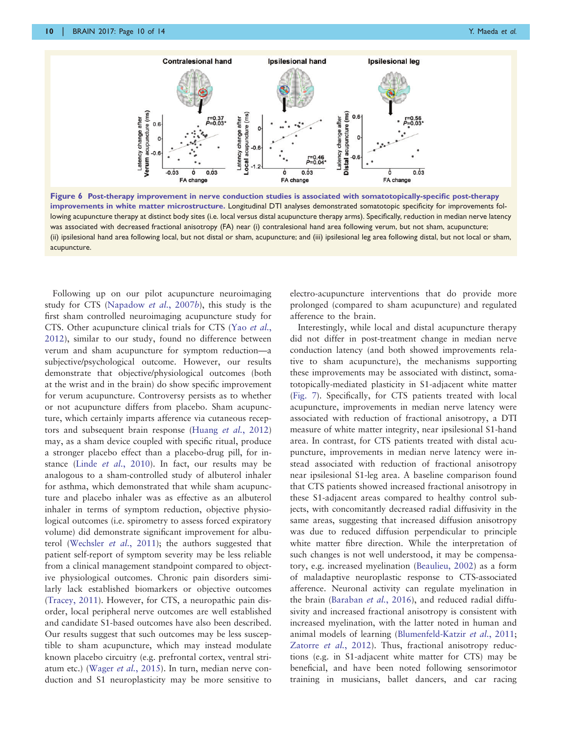**Figure 6 Post-therapy improvement in nerve conduction studies is associated with somatotopically-specific post-therapy improvements in white matter microstructure.** Longitudinal DTI analyses demonstrated somatotopic specificity for improvements following acupuncture therapy at distinct body sites (i.e. local versus distal acupuncture therapy arms). Specifically, reduction in median nerve latency was associated with decreased fractional anisotropy (FA) near (i) contralesional hand area following verum, but not sham, acupuncture; (ii) ipsilesional hand area following local, but not distal or sham, acupuncture; and (iii) ipsilesional leg area following distal, but not local or sham, acupuncture.

Following up on our pilot acupuncture neuroimaging study for CTS (Napadow *et al.*, 2007*b*), this study is the first sham controlled neuroimaging acupuncture study for CTS. Other acupuncture clinical trials for CTS (Yao *et al.*, 2012), similar to our study, found no difference between verum and sham acupuncture for symptom reduction—a subjective/psychological outcome. However, our results demonstrate that objective/physiological outcomes (both at the wrist and in the brain) do show specific improvement for verum acupuncture. Controversy persists as to whether or not acupuncture differs from placebo. Sham acupuncture, which certainly imparts afference via cutaneous receptors and subsequent brain response (Huang *et al.*, 2012) may, as a sham device coupled with specific ritual, produce a stronger placebo effect than a placebo-drug pill, for instance (Linde *et al.*, 2010). In fact, our results may be analogous to a sham-controlled study of albuterol inhaler for asthma, which demonstrated that while sham acupuncture and placebo inhaler was as effective as an albuterol inhaler in terms of symptom reduction, objective physiological outcomes (i.e. spirometry to assess forced expiratory volume) did demonstrate significant improvement for albuterol (Wechsler *et al.*, 2011); the authors suggested that patient self-report of symptom severity may be less reliable from a clinical management standpoint compared to objective physiological outcomes. Chronic pain disorders similarly lack established biomarkers or objective outcomes (Tracey, 2011). However, for CTS, a neuropathic pain disorder, local peripheral nerve outcomes are well established and candidate S1-based outcomes have also been described. Our results suggest that such outcomes may be less susceptible to sham acupuncture, which may instead modulate known placebo circuitry (e.g. prefrontal cortex, ventral striatum etc.) (Wager *et al.*, 2015). In turn, median nerve conduction and S1 neuroplasticity may be more sensitive to electro-acupuncture interventions that do provide more prolonged (compared to sham acupuncture) and regulated afference to the brain.

Interestingly, while local and distal acupuncture therapy did not differ in post-treatment change in median nerve conduction latency (and both showed improvements relative to sham acupuncture), the mechanisms supporting these improvements may be associated with distinct, somatotopically-mediated plasticity in S1-adjacent white matter (Fig. 7). Specifically, for CTS patients treated with local acupuncture, improvements in median nerve latency were associated with reduction of fractional anisotropy, a DTI measure of white matter integrity, near ipsilesional S1-hand area. In contrast, for CTS patients treated with distal acupuncture, improvements in median nerve latency were instead associated with reduction of fractional anisotropy near ipsilesional S1-leg area. A baseline comparison found that CTS patients showed increased fractional anisotropy in these S1-adjacent areas compared to healthy control subjects, with concomitantly decreased radial diffusivity in the same areas, suggesting that increased diffusion anisotropy was due to reduced diffusion perpendicular to principle white matter fibre direction. While the interpretation of such changes is not well understood, it may be compensatory, e.g. increased myelination (Beaulieu, 2002) as a form of maladaptive neuroplastic response to CTS-associated afference. Neuronal activity can regulate myelination in the brain (Baraban *et al.*, 2016), and reduced radial diffusivity and increased fractional anisotropy is consistent with increased myelination, with the latter noted in human and animal models of learning (Blumenfeld-Katzir *et al.*, 2011; Zatorre *et al.*, 2012). Thus, fractional anisotropy reductions (e.g. in S1-adjacent white matter for CTS) may be beneficial, and have been noted following sensorimotor training in musicians, ballet dancers, and car racing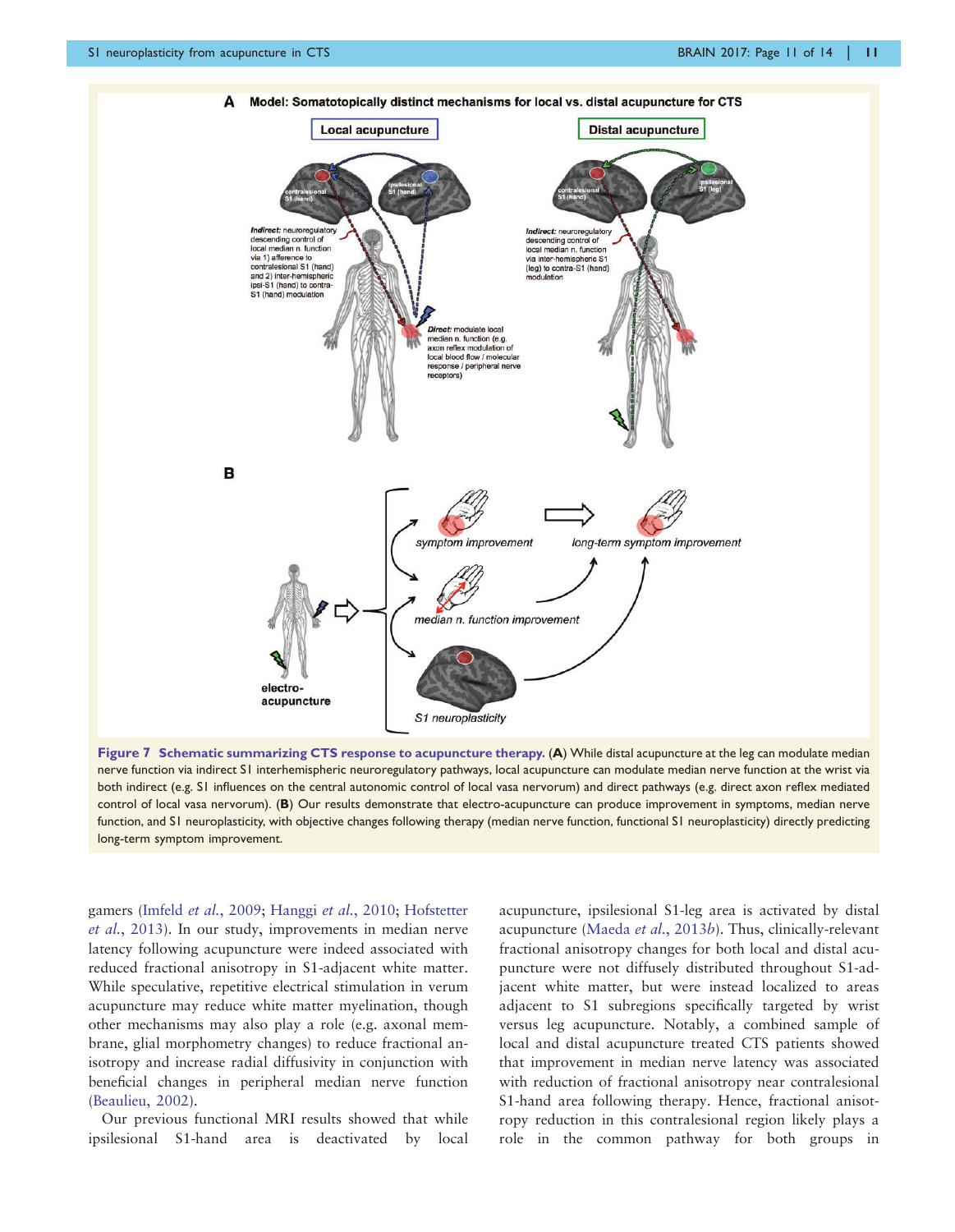**Figure 7 Schematic summarizing CTS response to acupuncture therapy.** (**A**) While distal acupuncture at the leg can modulate median nerve function via indirect S1 interhemispheric neuroregulatory pathways, local acupuncture can modulate median nerve function at the wrist via both indirect (e.g. S1 influences on the central autonomic control of local vasa nervorum) and direct pathways (e.g. direct axon reflex mediated control of local vasa nervorum). (**B**) Our results demonstrate that electro-acupuncture can produce improvement in symptoms, median nerve function, and S1 neuroplasticity, with objective changes following therapy (median nerve function, functional S1 neuroplasticity) directly predicting long-term symptom improvement.

gamers (Imfeld *et al.*, 2009; Hanggi *et al.*, 2010; Hofstetter *et al.*, 2013). In our study, improvements in median nerve latency following acupuncture were indeed associated with reduced fractional anisotropy in S1-adjacent white matter. While speculative, repetitive electrical stimulation in verum acupuncture may reduce white matter myelination, though other mechanisms may also play a role (e.g. axonal membrane, glial morphometry changes) to reduce fractional anisotropy and increase radial diffusivity in conjunction with beneficial changes in peripheral median nerve function (Beaulieu, 2002).

Our previous functional MRI results showed that while ipsilesional S1-hand area is deactivated by local acupuncture, ipsilesional S1-leg area is activated by distal acupuncture (Maeda *et al.*, 2013*b*). Thus, clinically-relevant fractional anisotropy changes for both local and distal acupuncture were not diffusely distributed throughout S1-adjacent white matter, but were instead localized to areas adjacent to S1 subregions specifically targeted by wrist versus leg acupuncture. Notably, a combined sample of local and distal acupuncture treated CTS patients showed that improvement in median nerve latency was associated with reduction of fractional anisotropy near contralesional S1-hand area following therapy. Hence, fractional anisotropy reduction in this contralesional region likely plays a role in the common pathway for both groups in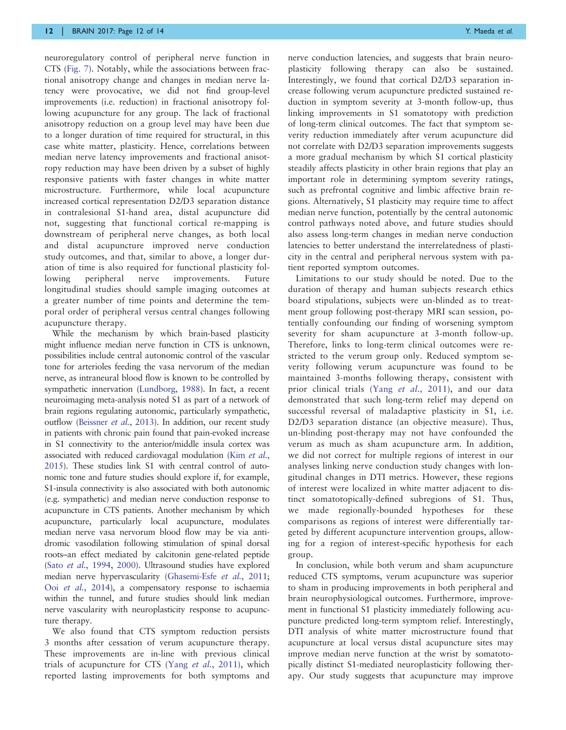neuroregulatory control of peripheral nerve function in CTS (Fig. 7). Notably, while the associations between fractional anisotropy change and changes in median nerve latency were provocative, we did not find group-level improvements (i.e. reduction) in fractional anisotropy following acupuncture for any group. The lack of fractional anisotropy reduction on a group level may have been due to a longer duration of time required for structural, in this case white matter, plasticity. Hence, correlations between median nerve latency improvements and fractional anisotropy reduction may have been driven by a subset of highly responsive patients with faster changes in white matter microstructure. Furthermore, while local acupuncture increased cortical representation D2/D3 separation distance in contralesional S1-hand area, distal acupuncture did not, suggesting that functional cortical re-mapping is downstream of peripheral nerve changes, as both local and distal acupuncture improved nerve conduction study outcomes, and that, similar to above, a longer duration of time is also required for functional plasticity following peripheral nerve improvements. Future longitudinal studies should sample imaging outcomes at a greater number of time points and determine the temporal order of peripheral versus central changes following acupuncture therapy.

While the mechanism by which brain-based plasticity might influence median nerve function in CTS is unknown, possibilities include central autonomic control of the vascular tone for arterioles feeding the vasa nervorum of the median nerve, as intraneural blood flow is known to be controlled by sympathetic innervation (Lundborg, 1988). In fact, a recent neuroimaging meta-analysis noted S1 as part of a network of brain regions regulating autonomic, particularly sympathetic, outflow (Beissner *et al.*, 2013). In addition, our recent study in patients with chronic pain found that pain-evoked increase in S1 connectivity to the anterior/middle insula cortex was associated with reduced cardiovagal modulation (Kim *et al.*, 2015). These studies link S1 with central control of autonomic tone and future studies should explore if, for example, S1-insula connectivity is also associated with both autonomic (e.g. sympathetic) and median nerve conduction response to acupuncture in CTS patients. Another mechanism by which acupuncture, particularly local acupuncture, modulates median nerve vasa nervorum blood flow may be via antidromic vasodilation following stimulation of spinal dorsal roots–an effect mediated by calcitonin gene-related peptide (Sato *et al.*, 1994, 2000). Ultrasound studies have explored median nerve hypervascularity (Ghasemi-Esfe *et al.*, 2011; Ooi *et al.*, 2014), a compensatory response to ischaemia within the tunnel, and future studies should link median nerve vascularity with neuroplasticity response to acupuncture therapy.

We also found that CTS symptom reduction persists 3 months after cessation of verum acupuncture therapy. These improvements are in-line with previous clinical trials of acupuncture for CTS (Yang *et al.*, 2011), which reported lasting improvements for both symptoms and nerve conduction latencies, and suggests that brain neuroplasticity following therapy can also be sustained. Interestingly, we found that cortical D2/D3 separation increase following verum acupuncture predicted sustained reduction in symptom severity at 3-month follow-up, thus linking improvements in S1 somatotopy with prediction of long-term clinical outcomes. The fact that symptom severity reduction immediately after verum acupuncture did not correlate with D2/D3 separation improvements suggests a more gradual mechanism by which S1 cortical plasticity steadily affects plasticity in other brain regions that play an important role in determining symptom severity ratings, such as prefrontal cognitive and limbic affective brain regions. Alternatively, S1 plasticity may require time to affect median nerve function, potentially by the central autonomic control pathways noted above, and future studies should also assess long-term changes in median nerve conduction latencies to better understand the interrelatedness of plasticity in the central and peripheral nervous system with patient reported symptom outcomes.

Limitations to our study should be noted. Due to the duration of therapy and human subjects research ethics board stipulations, subjects were un-blinded as to treatment group following post-therapy MRI scan session, potentially confounding our finding of worsening symptom severity for sham acupuncture at 3-month follow-up. Therefore, links to long-term clinical outcomes were restricted to the verum group only. Reduced symptom severity following verum acupuncture was found to be maintained 3-months following therapy, consistent with prior clinical trials (Yang *et al.*, 2011), and our data demonstrated that such long-term relief may depend on successful reversal of maladaptive plasticity in S1, i.e. D2/D3 separation distance (an objective measure). Thus, un-blinding post-therapy may not have confounded the verum as much as sham acupuncture arm. In addition, we did not correct for multiple regions of interest in our analyses linking nerve conduction study changes with longitudinal changes in DTI metrics. However, these regions of interest were localized in white matter adjacent to distinct somatotopically-defined subregions of S1. Thus, we made regionally-bounded hypotheses for these comparisons as regions of interest were differentially targeted by different acupuncture intervention groups, allowing for a region of interest-specific hypothesis for each group.

In conclusion, while both verum and sham acupuncture reduced CTS symptoms, verum acupuncture was superior to sham in producing improvements in both peripheral and brain neurophysiological outcomes. Furthermore, improvement in functional S1 plasticity immediately following acupuncture predicted long-term symptom relief. Interestingly, DTI analysis of white matter microstructure found that acupuncture at local versus distal acupuncture sites may improve median nerve function at the wrist by somatotopically distinct S1-mediated neuroplasticity following therapy. Our study suggests that acupuncture may improve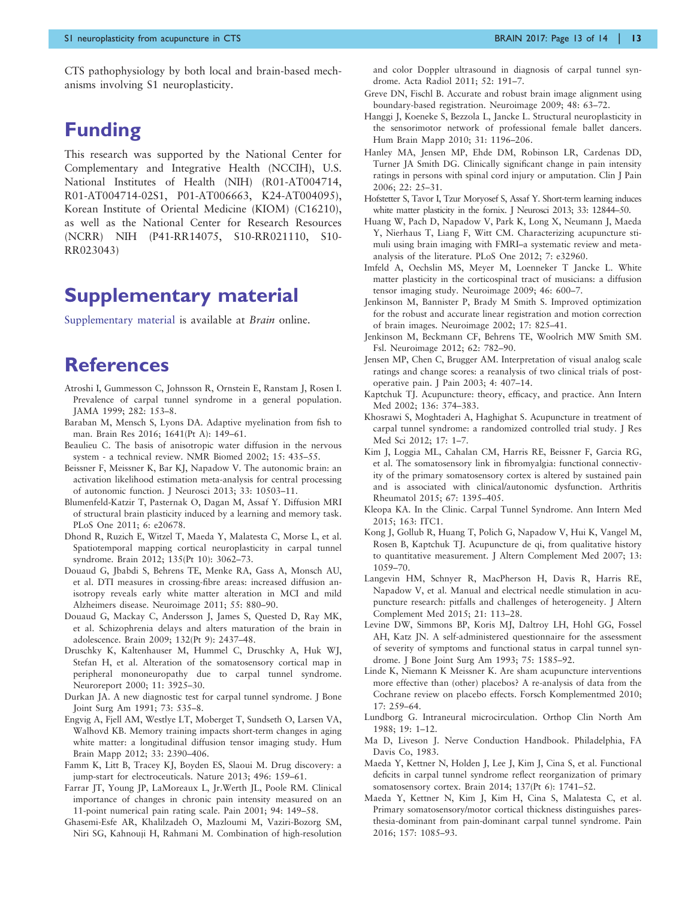CTS pathophysiology by both local and brain-based mechanisms involving S1 neuroplasticity.

# Funding

This research was supported by the National Center for Complementary and Integrative Health (NCCIH), U.S. National Institutes of Health (NIH) (R01-AT004714, R01-AT004714-02S1, P01-AT006663, K24-AT004095), Korean Institute of Oriental Medicine (KIOM) (C16210), as well as the National Center for Research Resources (NCRR) NIH (P41-RR14075, S10-RR021110, S10-RR023043)

# Supplementary material

Supplementary material is available at *Brain* online.

# References

Atroshi I, Gummesson C, Johnsson R, Ornstein E, Ranstam J, Rosen I. Prevalence of carpal tunnel syndrome in a general population. JAMA 1999; 282: 153–8.

Baraban M, Mensch S, Lyons DA. Adaptive myelination from fish to man. Brain Res 2016; 1641(Pt A): 149–61.

Beaulieu C. The basis of anisotropic water diffusion in the nervous system - a technical review. NMR Biomed 2002; 15: 435–55.

Beissner F, Meissner K, Bar KJ, Napadow V. The autonomic brain: an activation likelihood estimation meta-analysis for central processing of autonomic function. J Neurosci 2013; 33: 10503–11.

Blumenfeld-Katzir T, Pasternak O, Dagan M, Assaf Y. Diffusion MRI of structural brain plasticity induced by a learning and memory task. PLoS One 2011; 6: e20678.

Dhond R, Ruzich E, Witzel T, Maeda Y, Malatesta C, Morse L, et al. Spatiotemporal mapping cortical neuroplasticity in carpal tunnel syndrome. Brain 2012; 135(Pt 10): 3062–73.

Douaud G, Jbabdi S, Behrens TE, Menke RA, Gass A, Monsch AU, et al. DTI measures in crossing-fibre areas: increased diffusion anisotropy reveals early white matter alteration in MCI and mild Alzheimers disease. Neuroimage 2011; 55: 880–90.

Douaud G, Mackay C, Andersson J, James S, Quested D, Ray MK, et al. Schizophrenia delays and alters maturation of the brain in adolescence. Brain 2009; 132(Pt 9): 2437–48.

Druschky K, Kaltenhauser M, Hummel C, Druschky A, Huk WJ, Stefan H, et al. Alteration of the somatosensory cortical map in peripheral mononeuropathy due to carpal tunnel syndrome. Neuroreport 2000; 11: 3925–30.

Durkan JA. A new diagnostic test for carpal tunnel syndrome. J Bone Joint Surg Am 1991; 73: 535–8.

Engvig A, Fjell AM, Westlye LT, Moberget T, Sundseth O, Larsen VA, Walhovd KB. Memory training impacts short-term changes in aging white matter: a longitudinal diffusion tensor imaging study. Hum Brain Mapp 2012; 33: 2390–406.

Famm K, Litt B, Tracey KJ, Boyden ES, Slaoui M. Drug discovery: a jump-start for electroceuticals. Nature 2013; 496: 159–61.

Farrar JT, Young JP, LaMoreaux L, Jr.Werth JL, Poole RM. Clinical importance of changes in chronic pain intensity measured on an 11-point numerical pain rating scale. Pain 2001; 94: 149–58.

Ghasemi-Esfe AR, Khalilzadeh O, Mazloumi M, Vaziri-Bozorg SM, Niri SG, Kahnouji H, Rahmani M. Combination of high-resolution and color Doppler ultrasound in diagnosis of carpal tunnel syndrome. Acta Radiol 2011; 52: 191–7.

Greve DN, Fischl B. Accurate and robust brain image alignment using boundary-based registration. Neuroimage 2009; 48: 63–72.

Hanggi J, Koeneke S, Bezzola L, Jancke L. Structural neuroplasticity in the sensorimotor network of professional female ballet dancers. Hum Brain Mapp 2010; 31: 1196–206.

Hanley MA, Jensen MP, Ehde DM, Robinson LR, Cardenas DD, Turner JA Smith DG. Clinically significant change in pain intensity ratings in persons with spinal cord injury or amputation. Clin J Pain 2006; 22: 25–31.

Hofstetter S, Tavor I, Tzur Moryosef S, Assaf Y. Short-term learning induces white matter plasticity in the fornix. J Neurosci 2013; 33: 12844–50.

Huang W, Pach D, Napadow V, Park K, Long X, Neumann J, Maeda Y, Nierhaus T, Liang F, Witt CM. Characterizing acupuncture stimuli using brain imaging with FMRI–a systematic review and meta-analysis of the literature. PLoS One 2012; 7: e32960.

Imfeld A, Oechslin MS, Meyer M, Loenneker T Jancke L. White matter plasticity in the corticospinal tract of musicians: a diffusion tensor imaging study. Neuroimage 2009; 46: 600–7.

Jenkinson M, Bannister P, Brady M Smith S. Improved optimization for the robust and accurate linear registration and motion correction of brain images. Neuroimage 2002; 17: 825–41.

Jenkinson M, Beckmann CF, Behrens TE, Woolrich MW Smith SM. Fsl. Neuroimage 2012; 62: 782–90.

Jensen MP, Chen C, Brugger AM. Interpretation of visual analog scale ratings and change scores: a reanalysis of two clinical trials of post-operative pain. J Pain 2003; 4: 407–14.

Kaptchuk TJ. Acupuncture: theory, efficacy, and practice. Ann Intern Med 2002; 136: 374–383.

Khosrawi S, Moghtaderi A, Haghighat S. Acupuncture in treatment of carpal tunnel syndrome: a randomized controlled trial study. J Res Med Sci 2012; 17: 1–7.

Kim J, Loggia ML, Cahalan CM, Harris RE, Beissner F, Garcia RG, et al. The somatosensory link in fibromyalgia: functional connectivity of the primary somatosensory cortex is altered by sustained pain and is associated with clinical/autonomic dysfunction. Arthritis Rheumatol 2015; 67: 1395–405.

Kleopa KA. In the Clinic. Carpal Tunnel Syndrome. Ann Intern Med 2015; 163: ITC1.

Kong J, Gollub R, Huang T, Polich G, Napadow V, Hui K, Vangel M, Rosen B, Kaptchuk TJ. Acupuncture de qi, from qualitative history to quantitative measurement. J Altern Complement Med 2007; 13: 1059–70.

Langevin HM, Schnyer R, MacPherson H, Davis R, Harris RE, Napadow V, et al. Manual and electrical needle stimulation in acupuncture research: pitfalls and challenges of heterogeneity. J Altern Complement Med 2015; 21: 113–28.

Levine DW, Simmons BP, Koris MJ, Daltroy LH, Hohl GG, Fossel AH, Katz JN. A self-administered questionnaire for the assessment of severity of symptoms and functional status in carpal tunnel syndrome. J Bone Joint Surg Am 1993; 75: 1585–92.

Linde K, Niemann K Meissner K. Are sham acupuncture interventions more effective than (other) placebos? A re-analysis of data from the Cochrane review on placebo effects. Forsch Komplementmed 2010; 17: 259–64.

Lundborg G. Intraneural microcirculation. Orthop Clin North Am 1988; 19: 1–12.

Ma D, Liveson J. Nerve Conduction Handbook. Philadelphia, FA Davis Co, 1983.

Maeda Y, Kettner N, Holden J, Lee J, Kim J, Cina S, et al. Functional deficits in carpal tunnel syndrome reflect reorganization of primary somatosensory cortex. Brain 2014; 137(Pt 6): 1741–52.

Maeda Y, Kettner N, Kim J, Kim H, Cina S, Malatesta C, et al. Primary somatosensory/motor cortical thickness distinguishes paresthesia-dominant from pain-dominant carpal tunnel syndrome. Pain 2016; 157: 1085–93.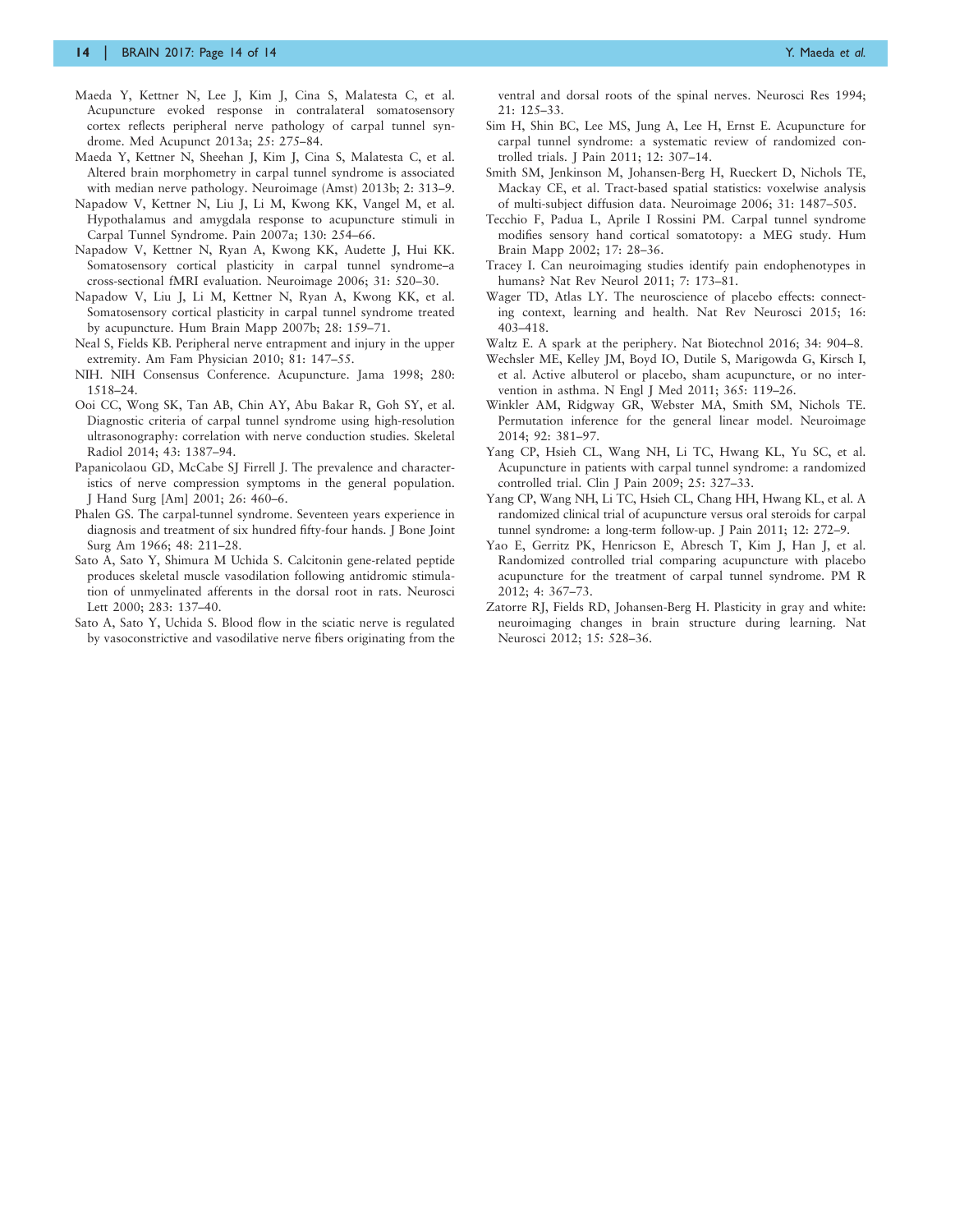Maeda Y, Kettner N, Lee J, Kim J, Cina S, Malatesta C, et al. Acupuncture evoked response in contralateral somatosensory cortex reflects peripheral nerve pathology of carpal tunnel syndrome. Med Acupunct 2013a; 25: 275–84.

Maeda Y, Kettner N, Sheehan J, Kim J, Cina S, Malatesta C, et al. Altered brain morphometry in carpal tunnel syndrome is associated with median nerve pathology. Neuroimage (Amst) 2013b; 2: 313–9.

Napadow V, Kettner N, Liu J, Li M, Kwong KK, Vangel M, et al. Hypothalamus and amygdala response to acupuncture stimuli in Carpal Tunnel Syndrome. Pain 2007a; 130: 254–66.

Napadow V, Kettner N, Ryan A, Kwong KK, Audette J, Hui KK. Somatosensory cortical plasticity in carpal tunnel syndrome–a cross-sectional fMRI evaluation. Neuroimage 2006; 31: 520–30.

Napadow V, Liu J, Li M, Kettner N, Ryan A, Kwong KK, et al. Somatosensory cortical plasticity in carpal tunnel syndrome treated by acupuncture. Hum Brain Mapp 2007b; 28: 159–71.

Neal S, Fields KB. Peripheral nerve entrapment and injury in the upper extremity. Am Fam Physician 2010; 81: 147–55.

NIH. NIH Consensus Conference. Acupuncture. Jama 1998; 280: 1518–24.

Ooi CC, Wong SK, Tan AB, Chin AY, Abu Bakar R, Goh SY, et al. Diagnostic criteria of carpal tunnel syndrome using high-resolution ultrasonography: correlation with nerve conduction studies. Skeletal Radiol 2014; 43: 1387–94.

Papanicolaou GD, McCabe SJ Firrell J. The prevalence and characteristics of nerve compression symptoms in the general population. J Hand Surg [Am] 2001; 26: 460–6.

Phalen GS. The carpal-tunnel syndrome. Seventeen years experience in diagnosis and treatment of six hundred fifty-four hands. J Bone Joint Surg Am 1966; 48: 211–28.

Sato A, Sato Y, Shimura M Uchida S. Calcitonin gene-related peptide produces skeletal muscle vasodilation following antidromic stimulation of unmyelinated afferents in the dorsal root in rats. Neurosci Lett 2000; 283: 137–40.

Sato A, Sato Y, Uchida S. Blood flow in the sciatic nerve is regulated by vasoconstrictive and vasodilative nerve fibers originating from the ventral and dorsal roots of the spinal nerves. Neurosci Res 1994; 21: 125–33.

Sim H, Shin BC, Lee MS, Jung A, Lee H, Ernst E. Acupuncture for carpal tunnel syndrome: a systematic review of randomized controlled trials. J Pain 2011; 12: 307–14.

Smith SM, Jenkinson M, Johansen-Berg H, Rueckert D, Nichols TE, Mackay CE, et al. Tract-based spatial statistics: voxelwise analysis of multi-subject diffusion data. Neuroimage 2006; 31: 1487–505.

Tecchio F, Padua L, Aprile I Rossini PM. Carpal tunnel syndrome modifies sensory hand cortical somatotopy: a MEG study. Hum Brain Mapp 2002; 17: 28–36.

Tracey I. Can neuroimaging studies identify pain endophenotypes in humans? Nat Rev Neurol 2011; 7: 173–81.

Wager TD, Atlas LY. The neuroscience of placebo effects: connecting context, learning and health. Nat Rev Neurosci 2015; 16: 403–418.

Waltz E. A spark at the periphery. Nat Biotechnol 2016; 34: 904–8.

Wechsler ME, Kelley JM, Boyd IO, Dutile S, Marigowda G, Kirsch I, et al. Active albuterol or placebo, sham acupuncture, or no intervention in asthma. N Engl J Med 2011; 365: 119–26.

Winkler AM, Ridgway GR, Webster MA, Smith SM, Nichols TE. Permutation inference for the general linear model. Neuroimage 2014; 92: 381–97.

Yang CP, Hsieh CL, Wang NH, Li TC, Hwang KL, Yu SC, et al. Acupuncture in patients with carpal tunnel syndrome: a randomized controlled trial. Clin J Pain 2009; 25: 327–33.

Yang CP, Wang NH, Li TC, Hsieh CL, Chang HH, Hwang KL, et al. A randomized clinical trial of acupuncture versus oral steroids for carpal tunnel syndrome: a long-term follow-up. J Pain 2011; 12: 272–9.

Yao E, Gerritz PK, Henricson E, Abresch T, Kim J, Han J, et al. Randomized controlled trial comparing acupuncture with placebo acupuncture for the treatment of carpal tunnel syndrome. PM R 2012; 4: 367–73.

Zatorre RJ, Fields RD, Johansen-Berg H. Plasticity in gray and white: neuroimaging changes in brain structure during learning. Nat Neurosci 2012; 15: 528–36.